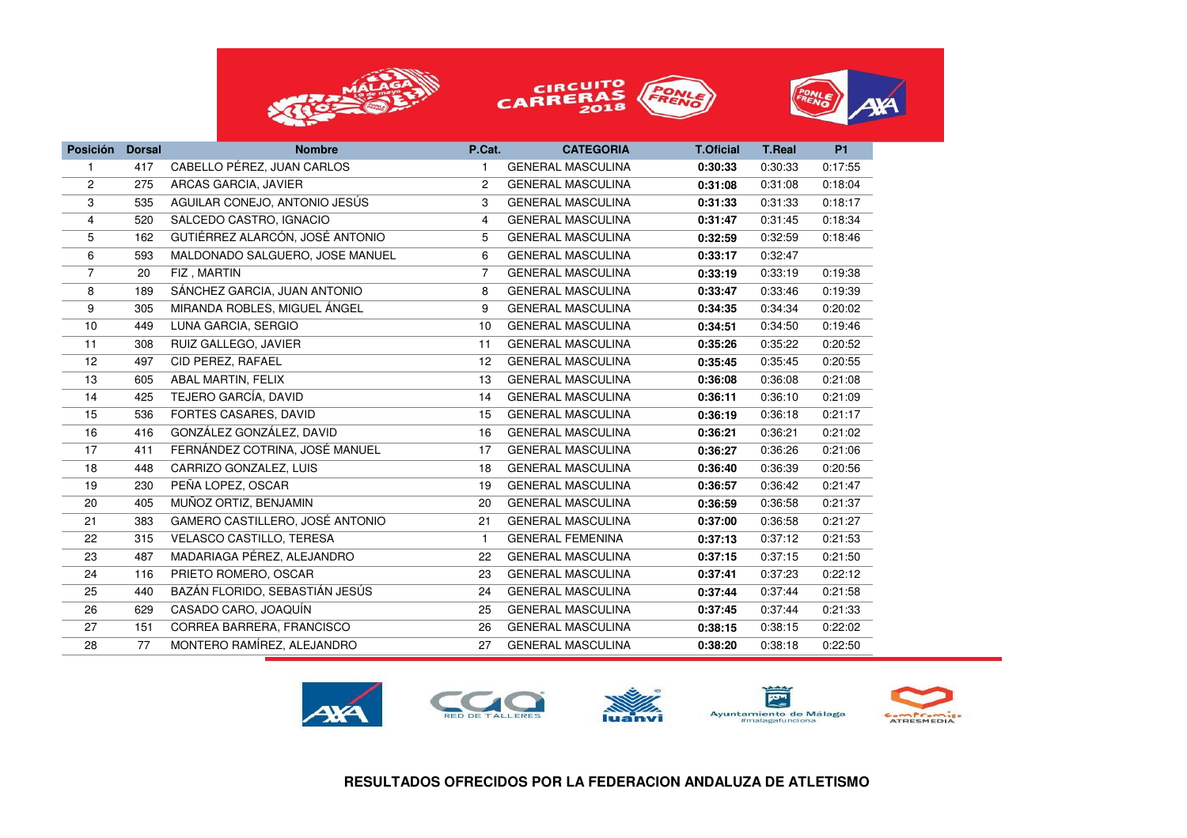| Posición | Dorsal | Nombre | P.Cat. | CATEGORIA | T.Oficial | T.Real | P1 |
|---|---|---|---|---|---|---|---|
| 1 | 417 | CABELLO PÉREZ, JUAN CARLOS | 1 | GENERAL MASCULINA | **0:30:33** | 0:30:33 | 0:17:55 |
| 2 | 275 | ARCAS GARCIA, JAVIER | 2 | GENERAL MASCULINA | **0:31:08** | 0:31:08 | 0:18:04 |
| 3 | 535 | AGUILAR CONEJO, ANTONIO JESÚS | 3 | GENERAL MASCULINA | **0:31:33** | 0:31:33 | 0:18:17 |
| 4 | 520 | SALCEDO CASTRO, IGNACIO | 4 | GENERAL MASCULINA | **0:31:47** | 0:31:45 | 0:18:34 |
| 5 | 162 | GUTIÉRREZ ALARCÓN, JOSÉ ANTONIO | 5 | GENERAL MASCULINA | **0:32:59** | 0:32:59 | 0:18:46 |
| 6 | 593 | MALDONADO SALGUERO, JOSE MANUEL | 6 | GENERAL MASCULINA | **0:33:17** | 0:32:47 | |
| 7 | 20 | FIZ , MARTIN | 7 | GENERAL MASCULINA | **0:33:19** | 0:33:19 | 0:19:38 |
| 8 | 189 | SÁNCHEZ GARCIA, JUAN ANTONIO | 8 | GENERAL MASCULINA | **0:33:47** | 0:33:46 | 0:19:39 |
| 9 | 305 | MIRANDA ROBLES, MIGUEL ÁNGEL | 9 | GENERAL MASCULINA | **0:34:35** | 0:34:34 | 0:20:02 |
| 10 | 449 | LUNA GARCIA, SERGIO | 10 | GENERAL MASCULINA | **0:34:51** | 0:34:50 | 0:19:46 |
| 11 | 308 | RUIZ GALLEGO, JAVIER | 11 | GENERAL MASCULINA | **0:35:26** | 0:35:22 | 0:20:52 |
| 12 | 497 | CID PEREZ, RAFAEL | 12 | GENERAL MASCULINA | **0:35:45** | 0:35:45 | 0:20:55 |
| 13 | 605 | ABAL MARTIN, FELIX | 13 | GENERAL MASCULINA | **0:36:08** | 0:36:08 | 0:21:08 |
| 14 | 425 | TEJERO GARCÍA, DAVID | 14 | GENERAL MASCULINA | **0:36:11** | 0:36:10 | 0:21:09 |
| 15 | 536 | FORTES CASARES, DAVID | 15 | GENERAL MASCULINA | **0:36:19** | 0:36:18 | 0:21:17 |
| 16 | 416 | GONZÁLEZ GONZÁLEZ, DAVID | 16 | GENERAL MASCULINA | **0:36:21** | 0:36:21 | 0:21:02 |
| 17 | 411 | FERNÁNDEZ COTRINA, JOSÉ MANUEL | 17 | GENERAL MASCULINA | **0:36:27** | 0:36:26 | 0:21:06 |
| 18 | 448 | CARRIZO GONZALEZ, LUIS | 18 | GENERAL MASCULINA | **0:36:40** | 0:36:39 | 0:20:56 |
| 19 | 230 | PEÑA LOPEZ, OSCAR | 19 | GENERAL MASCULINA | **0:36:57** | 0:36:42 | 0:21:47 |
| 20 | 405 | MUÑOZ ORTIZ, BENJAMIN | 20 | GENERAL MASCULINA | **0:36:59** | 0:36:58 | 0:21:37 |
| 21 | 383 | GAMERO CASTILLERO, JOSÉ ANTONIO | 21 | GENERAL MASCULINA | **0:37:00** | 0:36:58 | 0:21:27 |
| 22 | 315 | VELASCO CASTILLO, TERESA | 1 | GENERAL FEMENINA | **0:37:13** | 0:37:12 | 0:21:53 |
| 23 | 487 | MADARIAGA PÉREZ, ALEJANDRO | 22 | GENERAL MASCULINA | **0:37:15** | 0:37:15 | 0:21:50 |
| 24 | 116 | PRIETO ROMERO, OSCAR | 23 | GENERAL MASCULINA | **0:37:41** | 0:37:23 | 0:22:12 |
| 25 | 440 | BAZÁN FLORIDO, SEBASTIÁN JESÚS | 24 | GENERAL MASCULINA | **0:37:44** | 0:37:44 | 0:21:58 |
| 26 | 629 | CASADO CARO, JOAQUÍN | 25 | GENERAL MASCULINA | **0:37:45** | 0:37:44 | 0:21:33 |
| 27 | 151 | CORREA BARRERA, FRANCISCO | 26 | GENERAL MASCULINA | **0:38:15** | 0:38:15 | 0:22:02 |
| 28 | 77 | MONTERO RAMÍREZ, ALEJANDRO | 27 | GENERAL MASCULINA | **0:38:20** | 0:38:18 | 0:22:50 |

**RESULTADOS OFRECIDOS POR LA FEDERACION ANDALUZA DE ATLETISMO**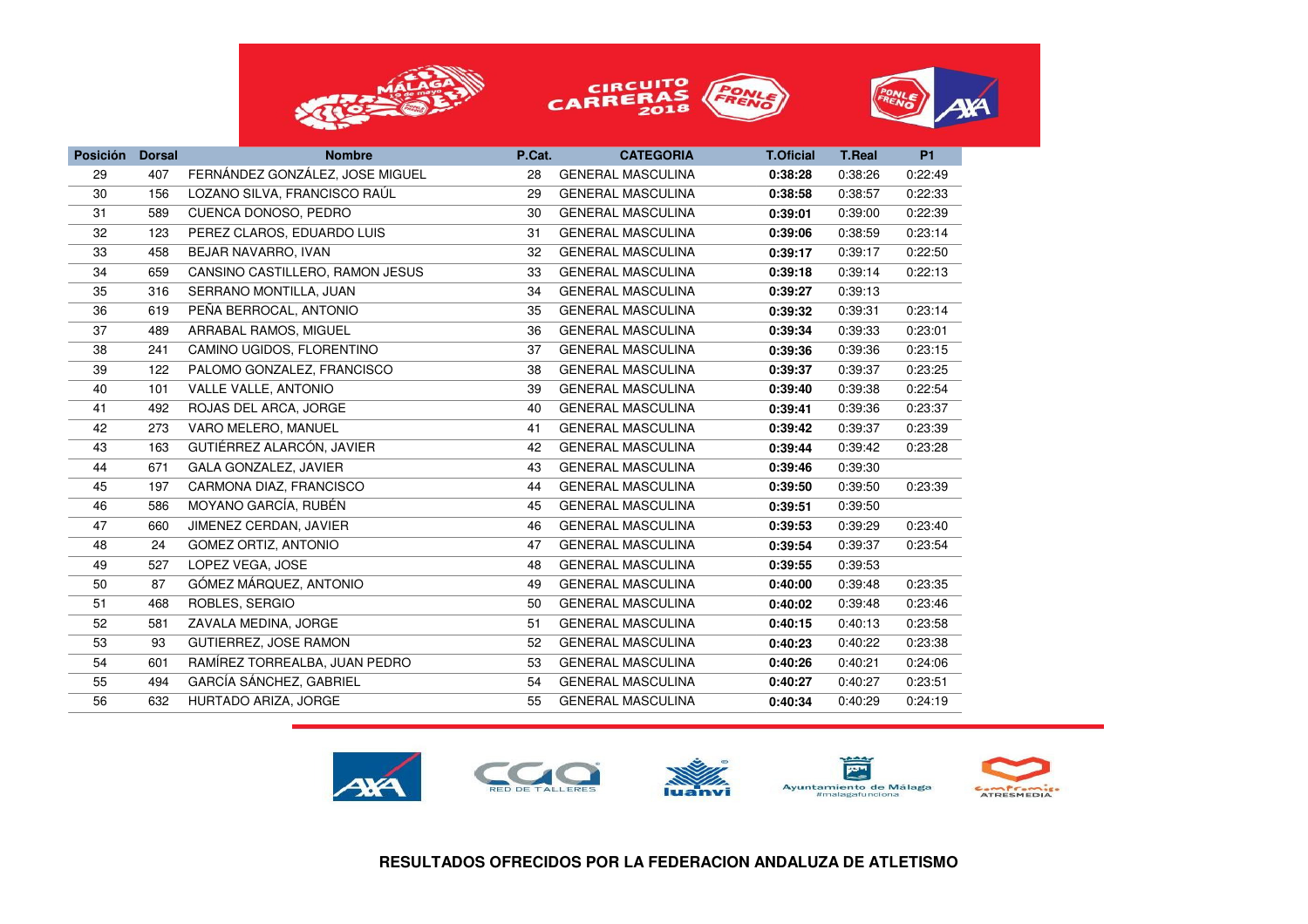| Posición | Dorsal | Nombre | P.Cat. | CATEGORIA | T.Oficial | T.Real | P1 |
|---|---|---|---|---|---|---|---|
| 29 | 407 | FERNÁNDEZ GONZÁLEZ, JOSE MIGUEL | 28 | GENERAL MASCULINA | **0:38:28** | 0:38:26 | 0:22:49 |
| 30 | 156 | LOZANO SILVA, FRANCISCO RAÚL | 29 | GENERAL MASCULINA | **0:38:58** | 0:38:57 | 0:22:33 |
| 31 | 589 | CUENCA DONOSO, PEDRO | 30 | GENERAL MASCULINA | **0:39:01** | 0:39:00 | 0:22:39 |
| 32 | 123 | PEREZ CLAROS, EDUARDO LUIS | 31 | GENERAL MASCULINA | **0:39:06** | 0:38:59 | 0:23:14 |
| 33 | 458 | BEJAR NAVARRO, IVAN | 32 | GENERAL MASCULINA | **0:39:17** | 0:39:17 | 0:22:50 |
| 34 | 659 | CANSINO CASTILLERO, RAMON JESUS | 33 | GENERAL MASCULINA | **0:39:18** | 0:39:14 | 0:22:13 |
| 35 | 316 | SERRANO MONTILLA, JUAN | 34 | GENERAL MASCULINA | **0:39:27** | 0:39:13 | |
| 36 | 619 | PEÑA BERROCAL, ANTONIO | 35 | GENERAL MASCULINA | **0:39:32** | 0:39:31 | 0:23:14 |
| 37 | 489 | ARRABAL RAMOS, MIGUEL | 36 | GENERAL MASCULINA | **0:39:34** | 0:39:33 | 0:23:01 |
| 38 | 241 | CAMINO UGIDOS, FLORENTINO | 37 | GENERAL MASCULINA | **0:39:36** | 0:39:36 | 0:23:15 |
| 39 | 122 | PALOMO GONZALEZ, FRANCISCO | 38 | GENERAL MASCULINA | **0:39:37** | 0:39:37 | 0:23:25 |
| 40 | 101 | VALLE VALLE, ANTONIO | 39 | GENERAL MASCULINA | **0:39:40** | 0:39:38 | 0:22:54 |
| 41 | 492 | ROJAS DEL ARCA, JORGE | 40 | GENERAL MASCULINA | **0:39:41** | 0:39:36 | 0:23:37 |
| 42 | 273 | VARO MELERO, MANUEL | 41 | GENERAL MASCULINA | **0:39:42** | 0:39:37 | 0:23:39 |
| 43 | 163 | GUTIÉRREZ ALARCÓN, JAVIER | 42 | GENERAL MASCULINA | **0:39:44** | 0:39:42 | 0:23:28 |
| 44 | 671 | GALA GONZALEZ, JAVIER | 43 | GENERAL MASCULINA | **0:39:46** | 0:39:30 | |
| 45 | 197 | CARMONA DIAZ, FRANCISCO | 44 | GENERAL MASCULINA | **0:39:50** | 0:39:50 | 0:23:39 |
| 46 | 586 | MOYANO GARCÍA, RUBÉN | 45 | GENERAL MASCULINA | **0:39:51** | 0:39:50 | |
| 47 | 660 | JIMENEZ CERDAN, JAVIER | 46 | GENERAL MASCULINA | **0:39:53** | 0:39:29 | 0:23:40 |
| 48 | 24 | GOMEZ ORTIZ, ANTONIO | 47 | GENERAL MASCULINA | **0:39:54** | 0:39:37 | 0:23:54 |
| 49 | 527 | LOPEZ VEGA, JOSE | 48 | GENERAL MASCULINA | **0:39:55** | 0:39:53 | |
| 50 | 87 | GÓMEZ MÁRQUEZ, ANTONIO | 49 | GENERAL MASCULINA | **0:40:00** | 0:39:48 | 0:23:35 |
| 51 | 468 | ROBLES, SERGIO | 50 | GENERAL MASCULINA | **0:40:02** | 0:39:48 | 0:23:46 |
| 52 | 581 | ZAVALA MEDINA, JORGE | 51 | GENERAL MASCULINA | **0:40:15** | 0:40:13 | 0:23:58 |
| 53 | 93 | GUTIERREZ, JOSE RAMON | 52 | GENERAL MASCULINA | **0:40:23** | 0:40:22 | 0:23:38 |
| 54 | 601 | RAMÍREZ TORREALBA, JUAN PEDRO | 53 | GENERAL MASCULINA | **0:40:26** | 0:40:21 | 0:24:06 |
| 55 | 494 | GARCÍA SÁNCHEZ, GABRIEL | 54 | GENERAL MASCULINA | **0:40:27** | 0:40:27 | 0:23:51 |
| 56 | 632 | HURTADO ARIZA, JORGE | 55 | GENERAL MASCULINA | **0:40:34** | 0:40:29 | 0:24:19 |

**RESULTADOS OFRECIDOS POR LA FEDERACION ANDALUZA DE ATLETISMO**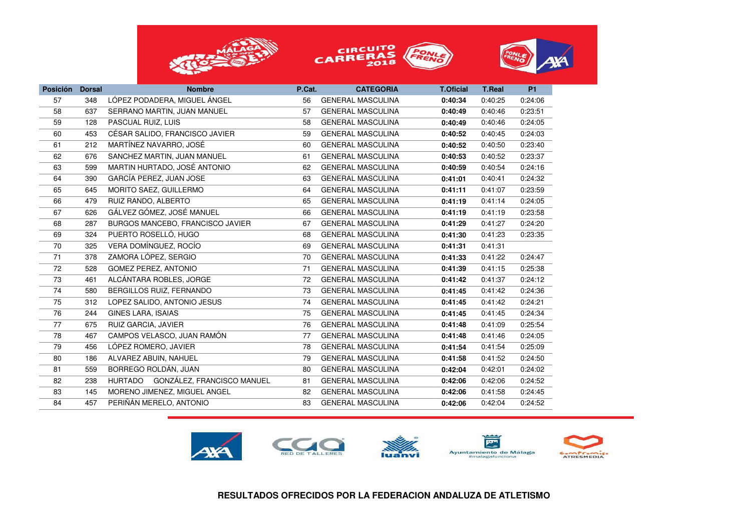| Posición | Dorsal | Nombre | P.Cat. | CATEGORIA | T.Oficial | T.Real | P1 |
|---|---|---|---|---|---|---|---|
| 57 | 348 | LÓPEZ PODADERA, MIGUEL ÁNGEL | 56 | GENERAL MASCULINA | **0:40:34** | 0:40:25 | 0:24:06 |
| 58 | 637 | SERRANO MARTIN, JUAN MANUEL | 57 | GENERAL MASCULINA | **0:40:49** | 0:40:46 | 0:23:51 |
| 59 | 128 | PASCUAL RUIZ, LUIS | 58 | GENERAL MASCULINA | **0:40:49** | 0:40:46 | 0:24:05 |
| 60 | 453 | CÉSAR SALIDO, FRANCISCO JAVIER | 59 | GENERAL MASCULINA | **0:40:52** | 0:40:45 | 0:24:03 |
| 61 | 212 | MARTÍNEZ NAVARRO, JOSÉ | 60 | GENERAL MASCULINA | **0:40:52** | 0:40:50 | 0:23:40 |
| 62 | 676 | SANCHEZ MARTIN, JUAN MANUEL | 61 | GENERAL MASCULINA | **0:40:53** | 0:40:52 | 0:23:37 |
| 63 | 599 | MARTIN HURTADO, JOSÉ ANTONIO | 62 | GENERAL MASCULINA | **0:40:59** | 0:40:54 | 0:24:16 |
| 64 | 390 | GARCÍA PEREZ, JUAN JOSE | 63 | GENERAL MASCULINA | **0:41:01** | 0:40:41 | 0:24:32 |
| 65 | 645 | MORITO SAEZ, GUILLERMO | 64 | GENERAL MASCULINA | **0:41:11** | 0:41:07 | 0:23:59 |
| 66 | 479 | RUIZ RANDO, ALBERTO | 65 | GENERAL MASCULINA | **0:41:19** | 0:41:14 | 0:24:05 |
| 67 | 626 | GÁLVEZ GÓMEZ, JOSÉ MANUEL | 66 | GENERAL MASCULINA | **0:41:19** | 0:41:19 | 0:23:58 |
| 68 | 287 | BURGOS MANCEBO, FRANCISCO JAVIER | 67 | GENERAL MASCULINA | **0:41:29** | 0:41:27 | 0:24:20 |
| 69 | 324 | PUERTO ROSELLÓ, HUGO | 68 | GENERAL MASCULINA | **0:41:30** | 0:41:23 | 0:23:35 |
| 70 | 325 | VERA DOMÍNGUEZ, ROCÍO | 69 | GENERAL MASCULINA | **0:41:31** | 0:41:31 | |
| 71 | 378 | ZAMORA LÓPEZ, SERGIO | 70 | GENERAL MASCULINA | **0:41:33** | 0:41:22 | 0:24:47 |
| 72 | 528 | GOMEZ PEREZ, ANTONIO | 71 | GENERAL MASCULINA | **0:41:39** | 0:41:15 | 0:25:38 |
| 73 | 461 | ALCÁNTARA ROBLES, JORGE | 72 | GENERAL MASCULINA | **0:41:42** | 0:41:37 | 0:24:12 |
| 74 | 580 | BERGILLOS RUIZ, FERNANDO | 73 | GENERAL MASCULINA | **0:41:45** | 0:41:42 | 0:24:36 |
| 75 | 312 | LOPEZ SALIDO, ANTONIO JESUS | 74 | GENERAL MASCULINA | **0:41:45** | 0:41:42 | 0:24:21 |
| 76 | 244 | GINES LARA, ISAIAS | 75 | GENERAL MASCULINA | **0:41:45** | 0:41:45 | 0:24:34 |
| 77 | 675 | RUIZ GARCIA, JAVIER | 76 | GENERAL MASCULINA | **0:41:48** | 0:41:09 | 0:25:54 |
| 78 | 467 | CAMPOS VELASCO, JUAN RAMÓN | 77 | GENERAL MASCULINA | **0:41:48** | 0:41:46 | 0:24:05 |
| 79 | 456 | LÓPEZ ROMERO, JAVIER | 78 | GENERAL MASCULINA | **0:41:54** | 0:41:54 | 0:25:09 |
| 80 | 186 | ALVAREZ ABUIN, NAHUEL | 79 | GENERAL MASCULINA | **0:41:58** | 0:41:52 | 0:24:50 |
| 81 | 559 | BORREGO ROLDÁN, JUAN | 80 | GENERAL MASCULINA | **0:42:04** | 0:42:01 | 0:24:02 |
| 82 | 238 | HURTADO GONZÁLEZ, FRANCISCO MANUEL | 81 | GENERAL MASCULINA | **0:42:06** | 0:42:06 | 0:24:52 |
| 83 | 145 | MORENO JIMENEZ, MIGUEL ANGEL | 82 | GENERAL MASCULINA | **0:42:06** | 0:41:58 | 0:24:45 |
| 84 | 457 | PERIÑÁN MERELO, ANTONIO | 83 | GENERAL MASCULINA | **0:42:06** | 0:42:04 | 0:24:52 |

**RESULTADOS OFRECIDOS POR LA FEDERACION ANDALUZA DE ATLETISMO**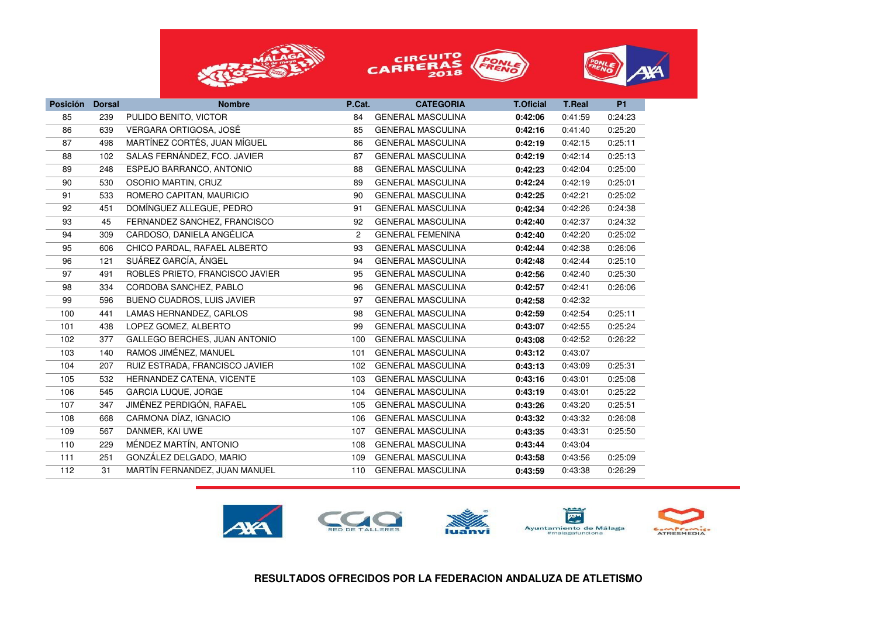| Posición | Dorsal | Nombre | P.Cat. | CATEGORIA | T.Oficial | T.Real | P1 |
|---|---|---|---|---|---|---|---|
| 85 | 239 | PULIDO BENITO, VICTOR | 84 | GENERAL MASCULINA | **0:42:06** | 0:41:59 | 0:24:23 |
| 86 | 639 | VERGARA ORTIGOSA, JOSÉ | 85 | GENERAL MASCULINA | **0:42:16** | 0:41:40 | 0:25:20 |
| 87 | 498 | MARTÍNEZ CORTÉS, JUAN MÍGUEL | 86 | GENERAL MASCULINA | **0:42:19** | 0:42:15 | 0:25:11 |
| 88 | 102 | SALAS FERNÁNDEZ, FCO. JAVIER | 87 | GENERAL MASCULINA | **0:42:19** | 0:42:14 | 0:25:13 |
| 89 | 248 | ESPEJO BARRANCO, ANTONIO | 88 | GENERAL MASCULINA | **0:42:23** | 0:42:04 | 0:25:00 |
| 90 | 530 | OSORIO MARTIN, CRUZ | 89 | GENERAL MASCULINA | **0:42:24** | 0:42:19 | 0:25:01 |
| 91 | 533 | ROMERO CAPITAN, MAURICIO | 90 | GENERAL MASCULINA | **0:42:25** | 0:42:21 | 0:25:02 |
| 92 | 451 | DOMÍNGUEZ ALLEGUE, PEDRO | 91 | GENERAL MASCULINA | **0:42:34** | 0:42:26 | 0:24:38 |
| 93 | 45 | FERNANDEZ SANCHEZ, FRANCISCO | 92 | GENERAL MASCULINA | **0:42:40** | 0:42:37 | 0:24:32 |
| 94 | 309 | CARDOSO, DANIELA ANGÉLICA | 2 | GENERAL FEMENINA | **0:42:40** | 0:42:20 | 0:25:02 |
| 95 | 606 | CHICO PARDAL, RAFAEL ALBERTO | 93 | GENERAL MASCULINA | **0:42:44** | 0:42:38 | 0:26:06 |
| 96 | 121 | SUÁREZ GARCÍA, ÁNGEL | 94 | GENERAL MASCULINA | **0:42:48** | 0:42:44 | 0:25:10 |
| 97 | 491 | ROBLES PRIETO, FRANCISCO JAVIER | 95 | GENERAL MASCULINA | **0:42:56** | 0:42:40 | 0:25:30 |
| 98 | 334 | CORDOBA SANCHEZ, PABLO | 96 | GENERAL MASCULINA | **0:42:57** | 0:42:41 | 0:26:06 |
| 99 | 596 | BUENO CUADROS, LUIS JAVIER | 97 | GENERAL MASCULINA | **0:42:58** | 0:42:32 | |
| 100 | 441 | LAMAS HERNANDEZ, CARLOS | 98 | GENERAL MASCULINA | **0:42:59** | 0:42:54 | 0:25:11 |
| 101 | 438 | LOPEZ GOMEZ, ALBERTO | 99 | GENERAL MASCULINA | **0:43:07** | 0:42:55 | 0:25:24 |
| 102 | 377 | GALLEGO BERCHES, JUAN ANTONIO | 100 | GENERAL MASCULINA | **0:43:08** | 0:42:52 | 0:26:22 |
| 103 | 140 | RAMOS JIMÉNEZ, MANUEL | 101 | GENERAL MASCULINA | **0:43:12** | 0:43:07 | |
| 104 | 207 | RUIZ ESTRADA, FRANCISCO JAVIER | 102 | GENERAL MASCULINA | **0:43:13** | 0:43:09 | 0:25:31 |
| 105 | 532 | HERNANDEZ CATENA, VICENTE | 103 | GENERAL MASCULINA | **0:43:16** | 0:43:01 | 0:25:08 |
| 106 | 545 | GARCIA LUQUE, JORGE | 104 | GENERAL MASCULINA | **0:43:19** | 0:43:01 | 0:25:22 |
| 107 | 347 | JIMÉNEZ PERDIGÓN, RAFAEL | 105 | GENERAL MASCULINA | **0:43:26** | 0:43:20 | 0:25:51 |
| 108 | 668 | CARMONA DÍAZ, IGNACIO | 106 | GENERAL MASCULINA | **0:43:32** | 0:43:32 | 0:26:08 |
| 109 | 567 | DANMER, KAI UWE | 107 | GENERAL MASCULINA | **0:43:35** | 0:43:31 | 0:25:50 |
| 110 | 229 | MÉNDEZ MARTÍN, ANTONIO | 108 | GENERAL MASCULINA | **0:43:44** | 0:43:04 | |
| 111 | 251 | GONZÁLEZ DELGADO, MARIO | 109 | GENERAL MASCULINA | **0:43:58** | 0:43:56 | 0:25:09 |
| 112 | 31 | MARTÍN FERNANDEZ, JUAN MANUEL | 110 | GENERAL MASCULINA | **0:43:59** | 0:43:38 | 0:26:29 |

**RESULTADOS OFRECIDOS POR LA FEDERACION ANDALUZA DE ATLETISMO**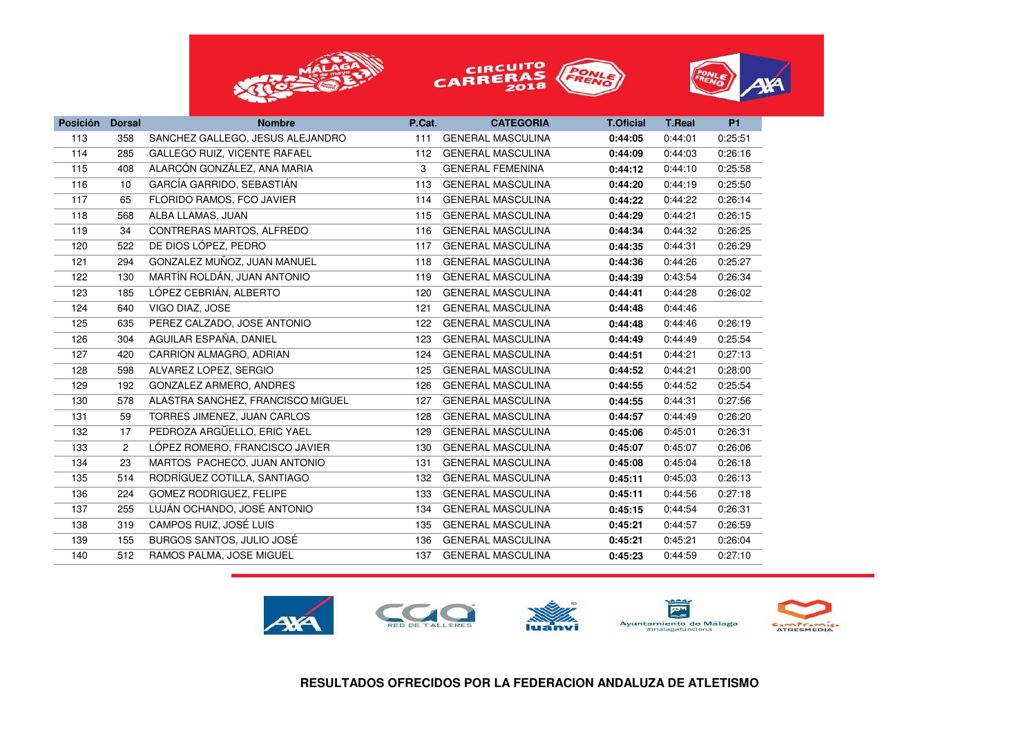| Posición | Dorsal | Nombre | P.Cat. | CATEGORIA | T.Oficial | T.Real | P1 |
|---|---|---|---|---|---|---|---|
| 113 | 358 | SANCHEZ GALLEGO, JESUS ALEJANDRO | 111 | GENERAL MASCULINA | **0:44:05** | 0:44:01 | 0:25:51 |
| 114 | 285 | GALLEGO RUIZ, VICENTE RAFAEL | 112 | GENERAL MASCULINA | **0:44:09** | 0:44:03 | 0:26:16 |
| 115 | 408 | ALARCÓN GONZÁLEZ, ANA MARIA | 3 | GENERAL FEMENINA | **0:44:12** | 0:44:10 | 0:25:58 |
| 116 | 10 | GARCÍA GARRIDO, SEBASTIÁN | 113 | GENERAL MASCULINA | **0:44:20** | 0:44:19 | 0:25:50 |
| 117 | 65 | FLORIDO RAMOS, FCO JAVIER | 114 | GENERAL MASCULINA | **0:44:22** | 0:44:22 | 0:26:14 |
| 118 | 568 | ALBA LLAMAS, JUAN | 115 | GENERAL MASCULINA | **0:44:29** | 0:44:21 | 0:26:15 |
| 119 | 34 | CONTRERAS MARTOS, ALFREDO | 116 | GENERAL MASCULINA | **0:44:34** | 0:44:32 | 0:26:25 |
| 120 | 522 | DE DIOS LÓPEZ, PEDRO | 117 | GENERAL MASCULINA | **0:44:35** | 0:44:31 | 0:26:29 |
| 121 | 294 | GONZALEZ MUÑOZ, JUAN MANUEL | 118 | GENERAL MASCULINA | **0:44:36** | 0:44:26 | 0:25:27 |
| 122 | 130 | MARTÍN ROLDÁN, JUAN ANTONIO | 119 | GENERAL MASCULINA | **0:44:39** | 0:43:54 | 0:26:34 |
| 123 | 185 | LÓPEZ CEBRIÁN, ALBERTO | 120 | GENERAL MASCULINA | **0:44:41** | 0:44:28 | 0:26:02 |
| 124 | 640 | VIGO DIAZ, JOSE | 121 | GENERAL MASCULINA | **0:44:48** | 0:44:46 | |
| 125 | 635 | PEREZ CALZADO, JOSE ANTONIO | 122 | GENERAL MASCULINA | **0:44:48** | 0:44:46 | 0:26:19 |
| 126 | 304 | AGUILAR ESPAÑA, DANIEL | 123 | GENERAL MASCULINA | **0:44:49** | 0:44:49 | 0:25:54 |
| 127 | 420 | CARRION ALMAGRO, ADRIAN | 124 | GENERAL MASCULINA | **0:44:51** | 0:44:21 | 0:27:13 |
| 128 | 598 | ALVAREZ LOPEZ, SERGIO | 125 | GENERAL MASCULINA | **0:44:52** | 0:44:21 | 0:28:00 |
| 129 | 192 | GONZALEZ ARMERO, ANDRES | 126 | GENERAL MASCULINA | **0:44:55** | 0:44:52 | 0:25:54 |
| 130 | 578 | ALASTRA SANCHEZ, FRANCISCO MIGUEL | 127 | GENERAL MASCULINA | **0:44:55** | 0:44:31 | 0:27:56 |
| 131 | 59 | TORRES JIMENEZ, JUAN CARLOS | 128 | GENERAL MASCULINA | **0:44:57** | 0:44:49 | 0:26:20 |
| 132 | 17 | PEDROZA ARGÜELLO, ERIC YAEL | 129 | GENERAL MASCULINA | **0:45:06** | 0:45:01 | 0:26:31 |
| 133 | 2 | LÓPEZ ROMERO, FRANCISCO JAVIER | 130 | GENERAL MASCULINA | **0:45:07** | 0:45:07 | 0:26:06 |
| 134 | 23 | MARTOS PACHECO, JUAN ANTONIO | 131 | GENERAL MASCULINA | **0:45:08** | 0:45:04 | 0:26:18 |
| 135 | 514 | RODRÍGUEZ COTILLA, SANTIAGO | 132 | GENERAL MASCULINA | **0:45:11** | 0:45:03 | 0:26:13 |
| 136 | 224 | GOMEZ RODRIGUEZ, FELIPE | 133 | GENERAL MASCULINA | **0:45:11** | 0:44:56 | 0:27:18 |
| 137 | 255 | LUJÁN OCHANDO, JOSÉ ANTONIO | 134 | GENERAL MASCULINA | **0:45:15** | 0:44:54 | 0:26:31 |
| 138 | 319 | CAMPOS RUIZ, JOSÉ LUIS | 135 | GENERAL MASCULINA | **0:45:21** | 0:44:57 | 0:26:59 |
| 139 | 155 | BURGOS SANTOS, JULIO JOSÉ | 136 | GENERAL MASCULINA | **0:45:21** | 0:45:21 | 0:26:04 |
| 140 | 512 | RAMOS PALMA, JOSE MIGUEL | 137 | GENERAL MASCULINA | **0:45:23** | 0:44:59 | 0:27:10 |

**RESULTADOS OFRECIDOS POR LA FEDERACION ANDALUZA DE ATLETISMO**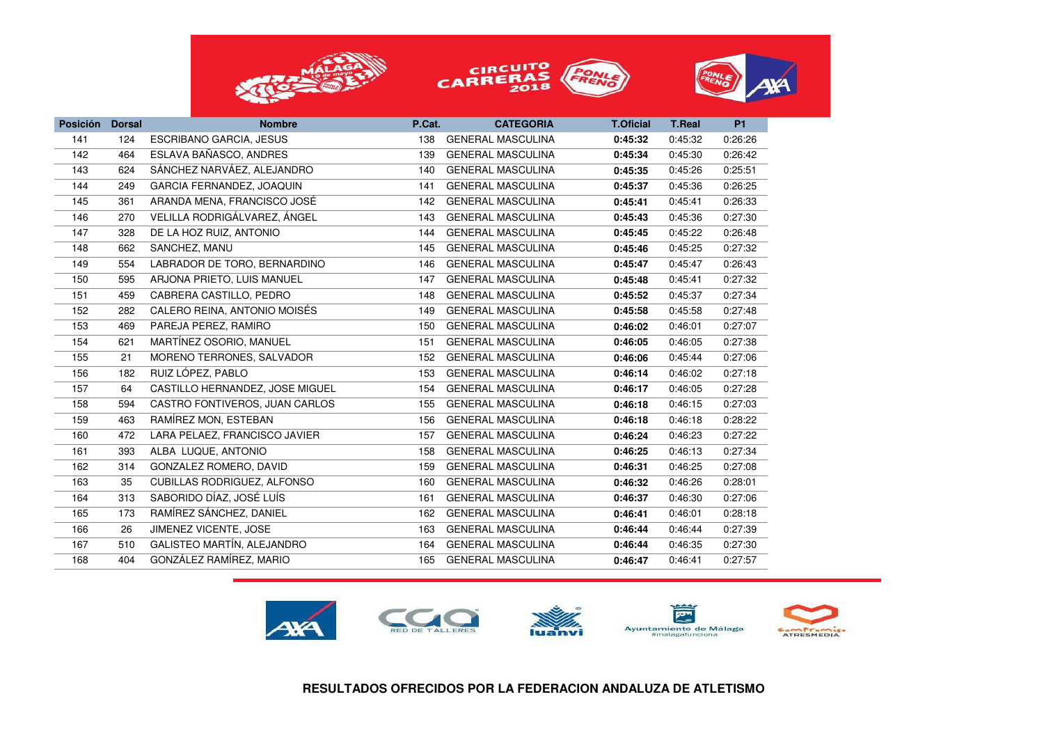| Posición | Dorsal | Nombre | P.Cat. | CATEGORIA | T.Oficial | T.Real | P1 |
|---|---|---|---|---|---|---|---|
| 141 | 124 | ESCRIBANO GARCIA, JESUS | 138 | GENERAL MASCULINA | **0:45:32** | 0:45:32 | 0:26:26 |
| 142 | 464 | ESLAVA BAÑASCO, ANDRES | 139 | GENERAL MASCULINA | **0:45:34** | 0:45:30 | 0:26:42 |
| 143 | 624 | SÁNCHEZ NARVÁEZ, ALEJANDRO | 140 | GENERAL MASCULINA | **0:45:35** | 0:45:26 | 0:25:51 |
| 144 | 249 | GARCIA FERNANDEZ, JOAQUIN | 141 | GENERAL MASCULINA | **0:45:37** | 0:45:36 | 0:26:25 |
| 145 | 361 | ARANDA MENA, FRANCISCO JOSÉ | 142 | GENERAL MASCULINA | **0:45:41** | 0:45:41 | 0:26:33 |
| 146 | 270 | VELILLA RODRIGÁLVAREZ, ÁNGEL | 143 | GENERAL MASCULINA | **0:45:43** | 0:45:36 | 0:27:30 |
| 147 | 328 | DE LA HOZ RUIZ, ANTONIO | 144 | GENERAL MASCULINA | **0:45:45** | 0:45:22 | 0:26:48 |
| 148 | 662 | SANCHEZ, MANU | 145 | GENERAL MASCULINA | **0:45:46** | 0:45:25 | 0:27:32 |
| 149 | 554 | LABRADOR DE TORO, BERNARDINO | 146 | GENERAL MASCULINA | **0:45:47** | 0:45:47 | 0:26:43 |
| 150 | 595 | ARJONA PRIETO, LUIS MANUEL | 147 | GENERAL MASCULINA | **0:45:48** | 0:45:41 | 0:27:32 |
| 151 | 459 | CABRERA CASTILLO, PEDRO | 148 | GENERAL MASCULINA | **0:45:52** | 0:45:37 | 0:27:34 |
| 152 | 282 | CALERO REINA, ANTONIO MOISÉS | 149 | GENERAL MASCULINA | **0:45:58** | 0:45:58 | 0:27:48 |
| 153 | 469 | PAREJA PEREZ, RAMIRO | 150 | GENERAL MASCULINA | **0:46:02** | 0:46:01 | 0:27:07 |
| 154 | 621 | MARTÍNEZ OSORIO, MANUEL | 151 | GENERAL MASCULINA | **0:46:05** | 0:46:05 | 0:27:38 |
| 155 | 21 | MORENO TERRONES, SALVADOR | 152 | GENERAL MASCULINA | **0:46:06** | 0:45:44 | 0:27:06 |
| 156 | 182 | RUIZ LÓPEZ, PABLO | 153 | GENERAL MASCULINA | **0:46:14** | 0:46:02 | 0:27:18 |
| 157 | 64 | CASTILLO HERNANDEZ, JOSE MIGUEL | 154 | GENERAL MASCULINA | **0:46:17** | 0:46:05 | 0:27:28 |
| 158 | 594 | CASTRO FONTIVEROS, JUAN CARLOS | 155 | GENERAL MASCULINA | **0:46:18** | 0:46:15 | 0:27:03 |
| 159 | 463 | RAMÍREZ MON, ESTEBAN | 156 | GENERAL MASCULINA | **0:46:18** | 0:46:18 | 0:28:22 |
| 160 | 472 | LARA PELAEZ, FRANCISCO JAVIER | 157 | GENERAL MASCULINA | **0:46:24** | 0:46:23 | 0:27:22 |
| 161 | 393 | ALBA LUQUE, ANTONIO | 158 | GENERAL MASCULINA | **0:46:25** | 0:46:13 | 0:27:34 |
| 162 | 314 | GONZALEZ ROMERO, DAVID | 159 | GENERAL MASCULINA | **0:46:31** | 0:46:25 | 0:27:08 |
| 163 | 35 | CUBILLAS RODRIGUEZ, ALFONSO | 160 | GENERAL MASCULINA | **0:46:32** | 0:46:26 | 0:28:01 |
| 164 | 313 | SABORIDO DÍAZ, JOSÉ LUÍS | 161 | GENERAL MASCULINA | **0:46:37** | 0:46:30 | 0:27:06 |
| 165 | 173 | RAMÍREZ SÁNCHEZ, DANIEL | 162 | GENERAL MASCULINA | **0:46:41** | 0:46:01 | 0:28:18 |
| 166 | 26 | JIMENEZ VICENTE, JOSE | 163 | GENERAL MASCULINA | **0:46:44** | 0:46:44 | 0:27:39 |
| 167 | 510 | GALISTEO MARTÍN, ALEJANDRO | 164 | GENERAL MASCULINA | **0:46:44** | 0:46:35 | 0:27:30 |
| 168 | 404 | GONZÁLEZ RAMÍREZ, MARIO | 165 | GENERAL MASCULINA | **0:46:47** | 0:46:41 | 0:27:57 |

**RESULTADOS OFRECIDOS POR LA FEDERACION ANDALUZA DE ATLETISMO**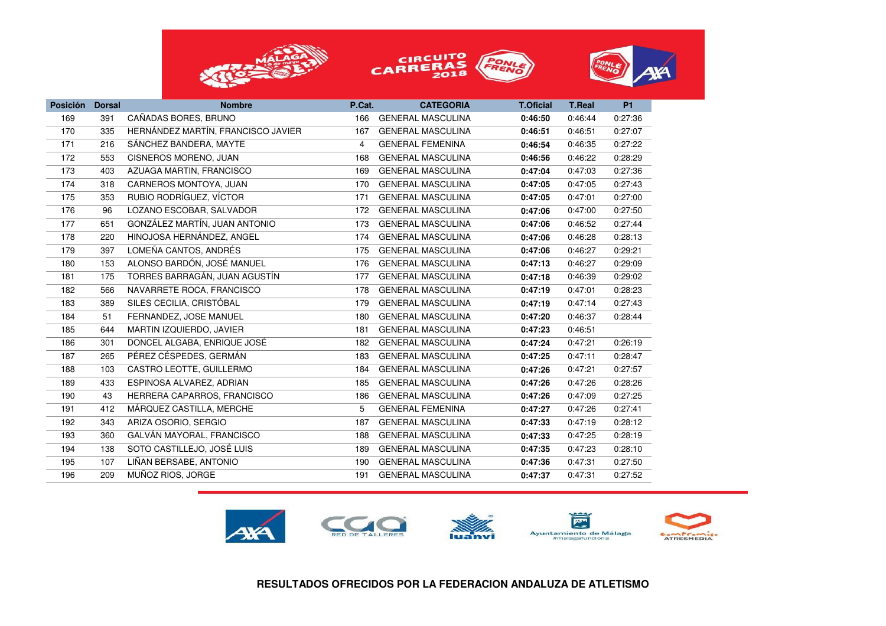| Posición | Dorsal | Nombre | P.Cat. | CATEGORIA | T.Oficial | T.Real | P1 |
|---|---|---|---|---|---|---|---|
| 169 | 391 | CAÑADAS BORES, BRUNO | 166 | GENERAL MASCULINA | **0:46:50** | 0:46:44 | 0:27:36 |
| 170 | 335 | HERNÁNDEZ MARTÍN, FRANCISCO JAVIER | 167 | GENERAL MASCULINA | **0:46:51** | 0:46:51 | 0:27:07 |
| 171 | 216 | SÁNCHEZ BANDERA, MAYTE | 4 | GENERAL FEMENINA | **0:46:54** | 0:46:35 | 0:27:22 |
| 172 | 553 | CISNEROS MORENO, JUAN | 168 | GENERAL MASCULINA | **0:46:56** | 0:46:22 | 0:28:29 |
| 173 | 403 | AZUAGA MARTIN, FRANCISCO | 169 | GENERAL MASCULINA | **0:47:04** | 0:47:03 | 0:27:36 |
| 174 | 318 | CARNEROS MONTOYA, JUAN | 170 | GENERAL MASCULINA | **0:47:05** | 0:47:05 | 0:27:43 |
| 175 | 353 | RUBIO RODRÍGUEZ, VÍCTOR | 171 | GENERAL MASCULINA | **0:47:05** | 0:47:01 | 0:27:00 |
| 176 | 96 | LOZANO ESCOBAR, SALVADOR | 172 | GENERAL MASCULINA | **0:47:06** | 0:47:00 | 0:27:50 |
| 177 | 651 | GONZÁLEZ MARTÍN, JUAN ANTONIO | 173 | GENERAL MASCULINA | **0:47:06** | 0:46:52 | 0:27:44 |
| 178 | 220 | HINOJOSA HERNÁNDEZ, ANGEL | 174 | GENERAL MASCULINA | **0:47:06** | 0:46:28 | 0:28:13 |
| 179 | 397 | LOMEÑA CANTOS, ANDRÉS | 175 | GENERAL MASCULINA | **0:47:06** | 0:46:27 | 0:29:21 |
| 180 | 153 | ALONSO BARDÓN, JOSÉ MANUEL | 176 | GENERAL MASCULINA | **0:47:13** | 0:46:27 | 0:29:09 |
| 181 | 175 | TORRES BARRAGÁN, JUAN AGUSTÍN | 177 | GENERAL MASCULINA | **0:47:18** | 0:46:39 | 0:29:02 |
| 182 | 566 | NAVARRETE ROCA, FRANCISCO | 178 | GENERAL MASCULINA | **0:47:19** | 0:47:01 | 0:28:23 |
| 183 | 389 | SILES CECILIA, CRISTÓBAL | 179 | GENERAL MASCULINA | **0:47:19** | 0:47:14 | 0:27:43 |
| 184 | 51 | FERNANDEZ, JOSE MANUEL | 180 | GENERAL MASCULINA | **0:47:20** | 0:46:37 | 0:28:44 |
| 185 | 644 | MARTIN IZQUIERDO, JAVIER | 181 | GENERAL MASCULINA | **0:47:23** | 0:46:51 | |
| 186 | 301 | DONCEL ALGABA, ENRIQUE JOSÉ | 182 | GENERAL MASCULINA | **0:47:24** | 0:47:21 | 0:26:19 |
| 187 | 265 | PÉREZ CÉSPEDES, GERMÁN | 183 | GENERAL MASCULINA | **0:47:25** | 0:47:11 | 0:28:47 |
| 188 | 103 | CASTRO LEOTTE, GUILLERMO | 184 | GENERAL MASCULINA | **0:47:26** | 0:47:21 | 0:27:57 |
| 189 | 433 | ESPINOSA ALVAREZ, ADRIAN | 185 | GENERAL MASCULINA | **0:47:26** | 0:47:26 | 0:28:26 |
| 190 | 43 | HERRERA CAPARROS, FRANCISCO | 186 | GENERAL MASCULINA | **0:47:26** | 0:47:09 | 0:27:25 |
| 191 | 412 | MÁRQUEZ CASTILLA, MERCHE | 5 | GENERAL FEMENINA | **0:47:27** | 0:47:26 | 0:27:41 |
| 192 | 343 | ARIZA OSORIO, SERGIO | 187 | GENERAL MASCULINA | **0:47:33** | 0:47:19 | 0:28:12 |
| 193 | 360 | GALVÁN MAYORAL, FRANCISCO | 188 | GENERAL MASCULINA | **0:47:33** | 0:47:25 | 0:28:19 |
| 194 | 138 | SOTO CASTILLEJO, JOSÉ LUIS | 189 | GENERAL MASCULINA | **0:47:35** | 0:47:23 | 0:28:10 |
| 195 | 107 | LIÑAN BERSABE, ANTONIO | 190 | GENERAL MASCULINA | **0:47:36** | 0:47:31 | 0:27:50 |
| 196 | 209 | MUÑOZ RIOS, JORGE | 191 | GENERAL MASCULINA | **0:47:37** | 0:47:31 | 0:27:52 |

**RESULTADOS OFRECIDOS POR LA FEDERACION ANDALUZA DE ATLETISMO**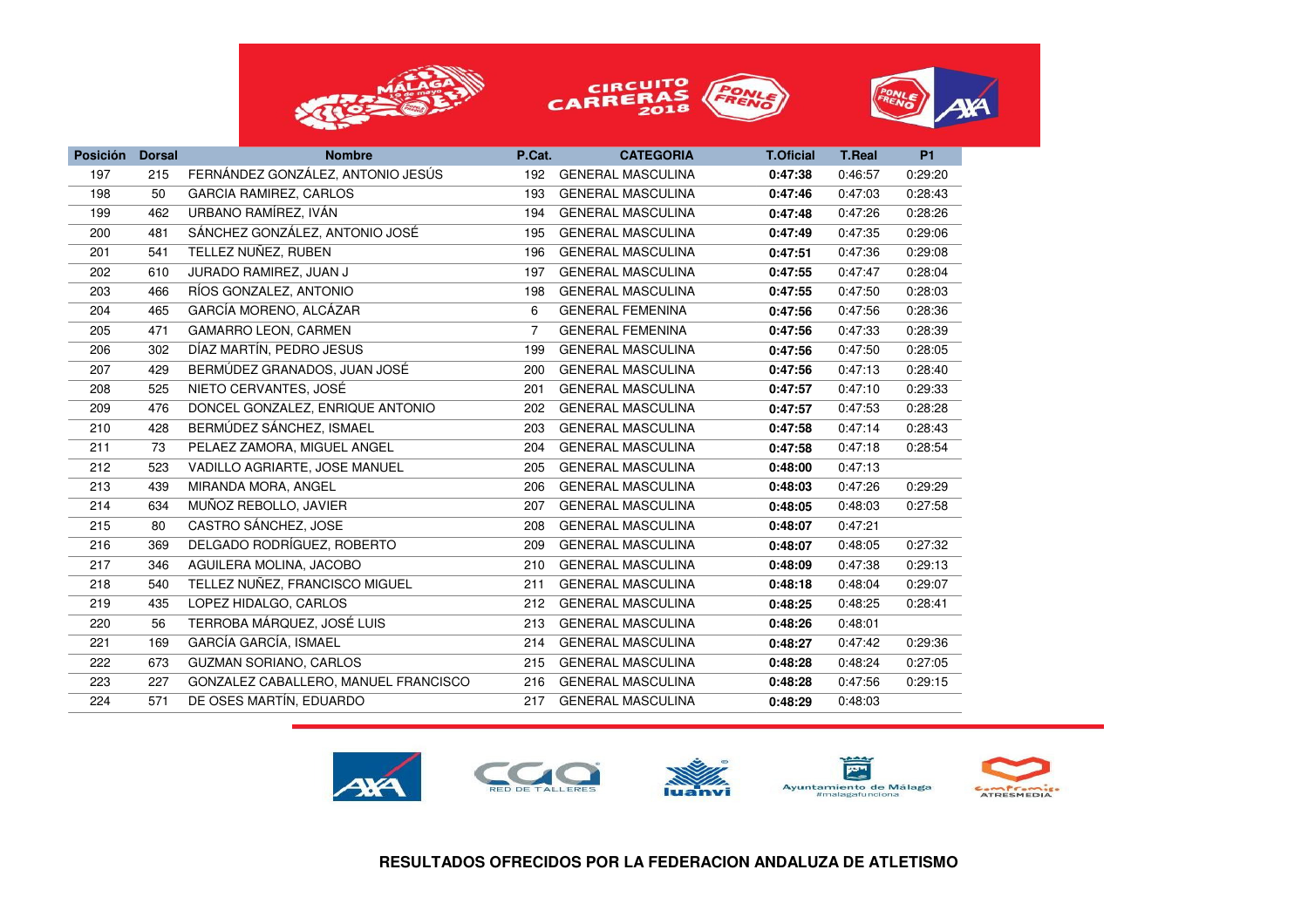| Posición | Dorsal | Nombre | P.Cat. | CATEGORIA | T.Oficial | T.Real | P1 |
|---|---|---|---|---|---|---|---|
| 197 | 215 | FERNÁNDEZ GONZÁLEZ, ANTONIO JESÚS | 192 | GENERAL MASCULINA | **0:47:38** | 0:46:57 | 0:29:20 |
| 198 | 50 | GARCIA RAMIREZ, CARLOS | 193 | GENERAL MASCULINA | **0:47:46** | 0:47:03 | 0:28:43 |
| 199 | 462 | URBANO RAMÍREZ, IVÁN | 194 | GENERAL MASCULINA | **0:47:48** | 0:47:26 | 0:28:26 |
| 200 | 481 | SÁNCHEZ GONZÁLEZ, ANTONIO JOSÉ | 195 | GENERAL MASCULINA | **0:47:49** | 0:47:35 | 0:29:06 |
| 201 | 541 | TELLEZ NUÑEZ, RUBEN | 196 | GENERAL MASCULINA | **0:47:51** | 0:47:36 | 0:29:08 |
| 202 | 610 | JURADO RAMIREZ, JUAN J | 197 | GENERAL MASCULINA | **0:47:55** | 0:47:47 | 0:28:04 |
| 203 | 466 | RÍOS GONZALEZ, ANTONIO | 198 | GENERAL MASCULINA | **0:47:55** | 0:47:50 | 0:28:03 |
| 204 | 465 | GARCÍA MORENO, ALCÁZAR | 6 | GENERAL FEMENINA | **0:47:56** | 0:47:56 | 0:28:36 |
| 205 | 471 | GAMARRO LEON, CARMEN | 7 | GENERAL FEMENINA | **0:47:56** | 0:47:33 | 0:28:39 |
| 206 | 302 | DÍAZ MARTÍN, PEDRO JESUS | 199 | GENERAL MASCULINA | **0:47:56** | 0:47:50 | 0:28:05 |
| 207 | 429 | BERMÚDEZ GRANADOS, JUAN JOSÉ | 200 | GENERAL MASCULINA | **0:47:56** | 0:47:13 | 0:28:40 |
| 208 | 525 | NIETO CERVANTES, JOSÉ | 201 | GENERAL MASCULINA | **0:47:57** | 0:47:10 | 0:29:33 |
| 209 | 476 | DONCEL GONZALEZ, ENRIQUE ANTONIO | 202 | GENERAL MASCULINA | **0:47:57** | 0:47:53 | 0:28:28 |
| 210 | 428 | BERMÚDEZ SÁNCHEZ, ISMAEL | 203 | GENERAL MASCULINA | **0:47:58** | 0:47:14 | 0:28:43 |
| 211 | 73 | PELAEZ ZAMORA, MIGUEL ANGEL | 204 | GENERAL MASCULINA | **0:47:58** | 0:47:18 | 0:28:54 |
| 212 | 523 | VADILLO AGRIARTE, JOSE MANUEL | 205 | GENERAL MASCULINA | **0:48:00** | 0:47:13 | |
| 213 | 439 | MIRANDA MORA, ANGEL | 206 | GENERAL MASCULINA | **0:48:03** | 0:47:26 | 0:29:29 |
| 214 | 634 | MUÑOZ REBOLLO, JAVIER | 207 | GENERAL MASCULINA | **0:48:05** | 0:48:03 | 0:27:58 |
| 215 | 80 | CASTRO SÁNCHEZ, JOSE | 208 | GENERAL MASCULINA | **0:48:07** | 0:47:21 | |
| 216 | 369 | DELGADO RODRÍGUEZ, ROBERTO | 209 | GENERAL MASCULINA | **0:48:07** | 0:48:05 | 0:27:32 |
| 217 | 346 | AGUILERA MOLINA, JACOBO | 210 | GENERAL MASCULINA | **0:48:09** | 0:47:38 | 0:29:13 |
| 218 | 540 | TELLEZ NUÑEZ, FRANCISCO MIGUEL | 211 | GENERAL MASCULINA | **0:48:18** | 0:48:04 | 0:29:07 |
| 219 | 435 | LOPEZ HIDALGO, CARLOS | 212 | GENERAL MASCULINA | **0:48:25** | 0:48:25 | 0:28:41 |
| 220 | 56 | TERROBA MÁRQUEZ, JOSÉ LUIS | 213 | GENERAL MASCULINA | **0:48:26** | 0:48:01 | |
| 221 | 169 | GARCÍA GARCÍA, ISMAEL | 214 | GENERAL MASCULINA | **0:48:27** | 0:47:42 | 0:29:36 |
| 222 | 673 | GUZMAN SORIANO, CARLOS | 215 | GENERAL MASCULINA | **0:48:28** | 0:48:24 | 0:27:05 |
| 223 | 227 | GONZALEZ CABALLERO, MANUEL FRANCISCO | 216 | GENERAL MASCULINA | **0:48:28** | 0:47:56 | 0:29:15 |
| 224 | 571 | DE OSES MARTÍN, EDUARDO | 217 | GENERAL MASCULINA | **0:48:29** | 0:48:03 | |

**RESULTADOS OFRECIDOS POR LA FEDERACION ANDALUZA DE ATLETISMO**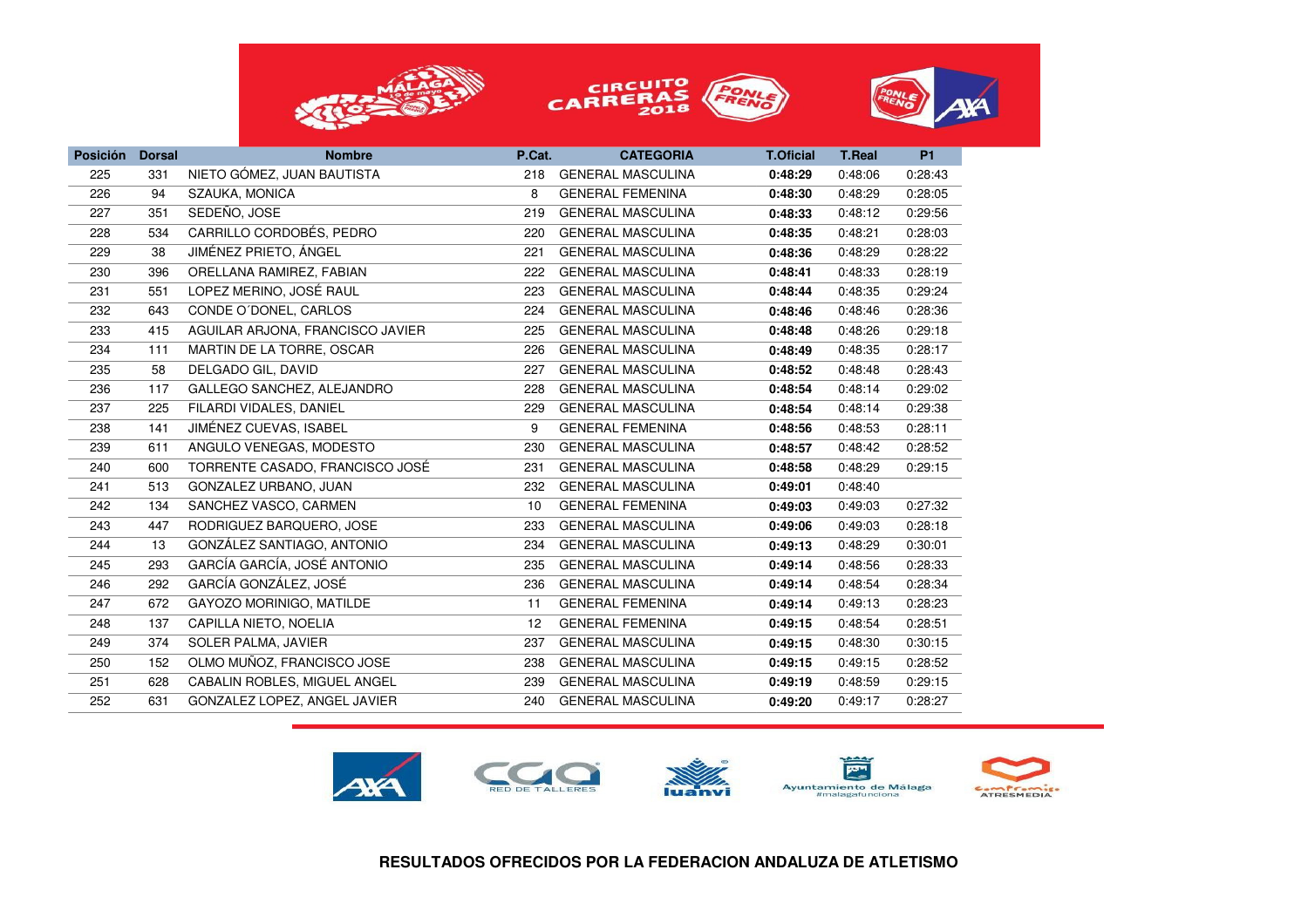| Posición | Dorsal | Nombre | P.Cat. | CATEGORIA | T.Oficial | T.Real | P1 |
|---|---|---|---|---|---|---|---|
| 225 | 331 | NIETO GÓMEZ, JUAN BAUTISTA | 218 | GENERAL MASCULINA | **0:48:29** | 0:48:06 | 0:28:43 |
| 226 | 94 | SZAUKA, MONICA | 8 | GENERAL FEMENINA | **0:48:30** | 0:48:29 | 0:28:05 |
| 227 | 351 | SEDEÑO, JOSE | 219 | GENERAL MASCULINA | **0:48:33** | 0:48:12 | 0:29:56 |
| 228 | 534 | CARRILLO CORDOBÉS, PEDRO | 220 | GENERAL MASCULINA | **0:48:35** | 0:48:21 | 0:28:03 |
| 229 | 38 | JIMÉNEZ PRIETO, ÁNGEL | 221 | GENERAL MASCULINA | **0:48:36** | 0:48:29 | 0:28:22 |
| 230 | 396 | ORELLANA RAMIREZ, FABIAN | 222 | GENERAL MASCULINA | **0:48:41** | 0:48:33 | 0:28:19 |
| 231 | 551 | LOPEZ MERINO, JOSÉ RAUL | 223 | GENERAL MASCULINA | **0:48:44** | 0:48:35 | 0:29:24 |
| 232 | 643 | CONDE O´DONEL, CARLOS | 224 | GENERAL MASCULINA | **0:48:46** | 0:48:46 | 0:28:36 |
| 233 | 415 | AGUILAR ARJONA, FRANCISCO JAVIER | 225 | GENERAL MASCULINA | **0:48:48** | 0:48:26 | 0:29:18 |
| 234 | 111 | MARTIN DE LA TORRE, OSCAR | 226 | GENERAL MASCULINA | **0:48:49** | 0:48:35 | 0:28:17 |
| 235 | 58 | DELGADO GIL, DAVID | 227 | GENERAL MASCULINA | **0:48:52** | 0:48:48 | 0:28:43 |
| 236 | 117 | GALLEGO SANCHEZ, ALEJANDRO | 228 | GENERAL MASCULINA | **0:48:54** | 0:48:14 | 0:29:02 |
| 237 | 225 | FILARDI VIDALES, DANIEL | 229 | GENERAL MASCULINA | **0:48:54** | 0:48:14 | 0:29:38 |
| 238 | 141 | JIMÉNEZ CUEVAS, ISABEL | 9 | GENERAL FEMENINA | **0:48:56** | 0:48:53 | 0:28:11 |
| 239 | 611 | ANGULO VENEGAS, MODESTO | 230 | GENERAL MASCULINA | **0:48:57** | 0:48:42 | 0:28:52 |
| 240 | 600 | TORRENTE CASADO, FRANCISCO JOSÉ | 231 | GENERAL MASCULINA | **0:48:58** | 0:48:29 | 0:29:15 |
| 241 | 513 | GONZALEZ URBANO, JUAN | 232 | GENERAL MASCULINA | **0:49:01** | 0:48:40 | |
| 242 | 134 | SANCHEZ VASCO, CARMEN | 10 | GENERAL FEMENINA | **0:49:03** | 0:49:03 | 0:27:32 |
| 243 | 447 | RODRIGUEZ BARQUERO, JOSE | 233 | GENERAL MASCULINA | **0:49:06** | 0:49:03 | 0:28:18 |
| 244 | 13 | GONZÁLEZ SANTIAGO, ANTONIO | 234 | GENERAL MASCULINA | **0:49:13** | 0:48:29 | 0:30:01 |
| 245 | 293 | GARCÍA GARCÍA, JOSÉ ANTONIO | 235 | GENERAL MASCULINA | **0:49:14** | 0:48:56 | 0:28:33 |
| 246 | 292 | GARCÍA GONZÁLEZ, JOSÉ | 236 | GENERAL MASCULINA | **0:49:14** | 0:48:54 | 0:28:34 |
| 247 | 672 | GAYOZO MORINIGO, MATILDE | 11 | GENERAL FEMENINA | **0:49:14** | 0:49:13 | 0:28:23 |
| 248 | 137 | CAPILLA NIETO, NOELIA | 12 | GENERAL FEMENINA | **0:49:15** | 0:48:54 | 0:28:51 |
| 249 | 374 | SOLER PALMA, JAVIER | 237 | GENERAL MASCULINA | **0:49:15** | 0:48:30 | 0:30:15 |
| 250 | 152 | OLMO MUÑOZ, FRANCISCO JOSE | 238 | GENERAL MASCULINA | **0:49:15** | 0:49:15 | 0:28:52 |
| 251 | 628 | CABALIN ROBLES, MIGUEL ANGEL | 239 | GENERAL MASCULINA | **0:49:19** | 0:48:59 | 0:29:15 |
| 252 | 631 | GONZALEZ LOPEZ, ANGEL JAVIER | 240 | GENERAL MASCULINA | **0:49:20** | 0:49:17 | 0:28:27 |

**RESULTADOS OFRECIDOS POR LA FEDERACION ANDALUZA DE ATLETISMO**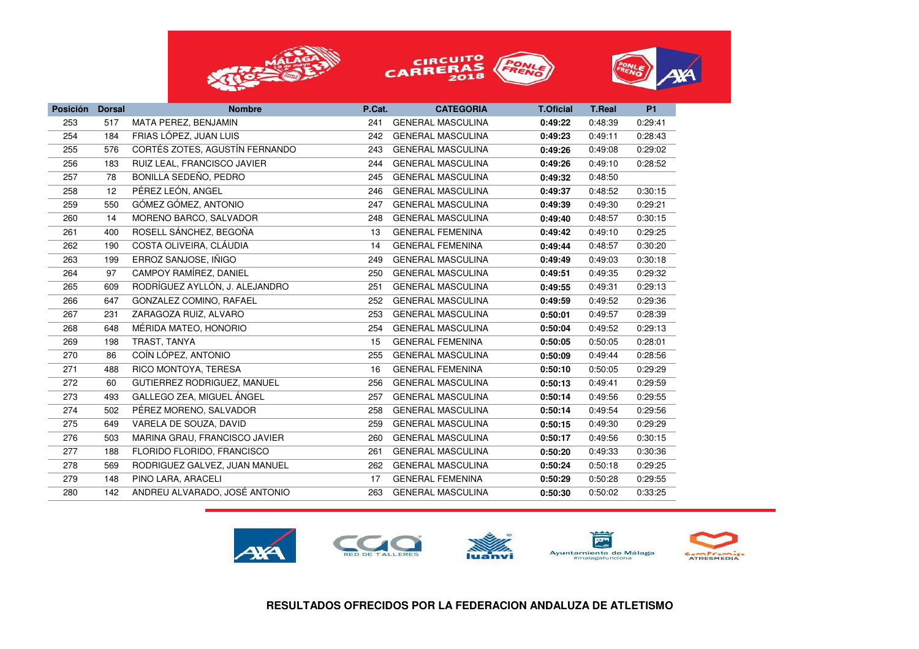| Posición | Dorsal | Nombre | P.Cat. | CATEGORIA | T.Oficial | T.Real | P1 |
|---|---|---|---|---|---|---|---|
| 253 | 517 | MATA PEREZ, BENJAMIN | 241 | GENERAL MASCULINA | **0:49:22** | 0:48:39 | 0:29:41 |
| 254 | 184 | FRIAS LÓPEZ, JUAN LUIS | 242 | GENERAL MASCULINA | **0:49:23** | 0:49:11 | 0:28:43 |
| 255 | 576 | CORTÉS ZOTES, AGUSTÍN FERNANDO | 243 | GENERAL MASCULINA | **0:49:26** | 0:49:08 | 0:29:02 |
| 256 | 183 | RUIZ LEAL, FRANCISCO JAVIER | 244 | GENERAL MASCULINA | **0:49:26** | 0:49:10 | 0:28:52 |
| 257 | 78 | BONILLA SEDEÑO, PEDRO | 245 | GENERAL MASCULINA | **0:49:32** | 0:48:50 | |
| 258 | 12 | PÉREZ LEÓN, ANGEL | 246 | GENERAL MASCULINA | **0:49:37** | 0:48:52 | 0:30:15 |
| 259 | 550 | GÓMEZ GÓMEZ, ANTONIO | 247 | GENERAL MASCULINA | **0:49:39** | 0:49:30 | 0:29:21 |
| 260 | 14 | MORENO BARCO, SALVADOR | 248 | GENERAL MASCULINA | **0:49:40** | 0:48:57 | 0:30:15 |
| 261 | 400 | ROSELL SÁNCHEZ, BEGOÑA | 13 | GENERAL FEMENINA | **0:49:42** | 0:49:10 | 0:29:25 |
| 262 | 190 | COSTA OLIVEIRA, CLÁUDIA | 14 | GENERAL FEMENINA | **0:49:44** | 0:48:57 | 0:30:20 |
| 263 | 199 | ERROZ SANJOSE, IÑIGO | 249 | GENERAL MASCULINA | **0:49:49** | 0:49:03 | 0:30:18 |
| 264 | 97 | CAMPOY RAMÍREZ, DANIEL | 250 | GENERAL MASCULINA | **0:49:51** | 0:49:35 | 0:29:32 |
| 265 | 609 | RODRÍGUEZ AYLLÓN, J. ALEJANDRO | 251 | GENERAL MASCULINA | **0:49:55** | 0:49:31 | 0:29:13 |
| 266 | 647 | GONZALEZ COMINO, RAFAEL | 252 | GENERAL MASCULINA | **0:49:59** | 0:49:52 | 0:29:36 |
| 267 | 231 | ZARAGOZA RUIZ, ALVARO | 253 | GENERAL MASCULINA | **0:50:01** | 0:49:57 | 0:28:39 |
| 268 | 648 | MÉRIDA MATEO, HONORIO | 254 | GENERAL MASCULINA | **0:50:04** | 0:49:52 | 0:29:13 |
| 269 | 198 | TRAST, TANYA | 15 | GENERAL FEMENINA | **0:50:05** | 0:50:05 | 0:28:01 |
| 270 | 86 | COÍN LÓPEZ, ANTONIO | 255 | GENERAL MASCULINA | **0:50:09** | 0:49:44 | 0:28:56 |
| 271 | 488 | RICO MONTOYA, TERESA | 16 | GENERAL FEMENINA | **0:50:10** | 0:50:05 | 0:29:29 |
| 272 | 60 | GUTIERREZ RODRIGUEZ, MANUEL | 256 | GENERAL MASCULINA | **0:50:13** | 0:49:41 | 0:29:59 |
| 273 | 493 | GALLEGO ZEA, MIGUEL ÁNGEL | 257 | GENERAL MASCULINA | **0:50:14** | 0:49:56 | 0:29:55 |
| 274 | 502 | PÉREZ MORENO, SALVADOR | 258 | GENERAL MASCULINA | **0:50:14** | 0:49:54 | 0:29:56 |
| 275 | 649 | VARELA DE SOUZA, DAVID | 259 | GENERAL MASCULINA | **0:50:15** | 0:49:30 | 0:29:29 |
| 276 | 503 | MARINA GRAU, FRANCISCO JAVIER | 260 | GENERAL MASCULINA | **0:50:17** | 0:49:56 | 0:30:15 |
| 277 | 188 | FLORIDO FLORIDO, FRANCISCO | 261 | GENERAL MASCULINA | **0:50:20** | 0:49:33 | 0:30:36 |
| 278 | 569 | RODRIGUEZ GALVEZ, JUAN MANUEL | 262 | GENERAL MASCULINA | **0:50:24** | 0:50:18 | 0:29:25 |
| 279 | 148 | PINO LARA, ARACELI | 17 | GENERAL FEMENINA | **0:50:29** | 0:50:28 | 0:29:55 |
| 280 | 142 | ANDREU ALVARADO, JOSÉ ANTONIO | 263 | GENERAL MASCULINA | **0:50:30** | 0:50:02 | 0:33:25 |

**RESULTADOS OFRECIDOS POR LA FEDERACION ANDALUZA DE ATLETISMO**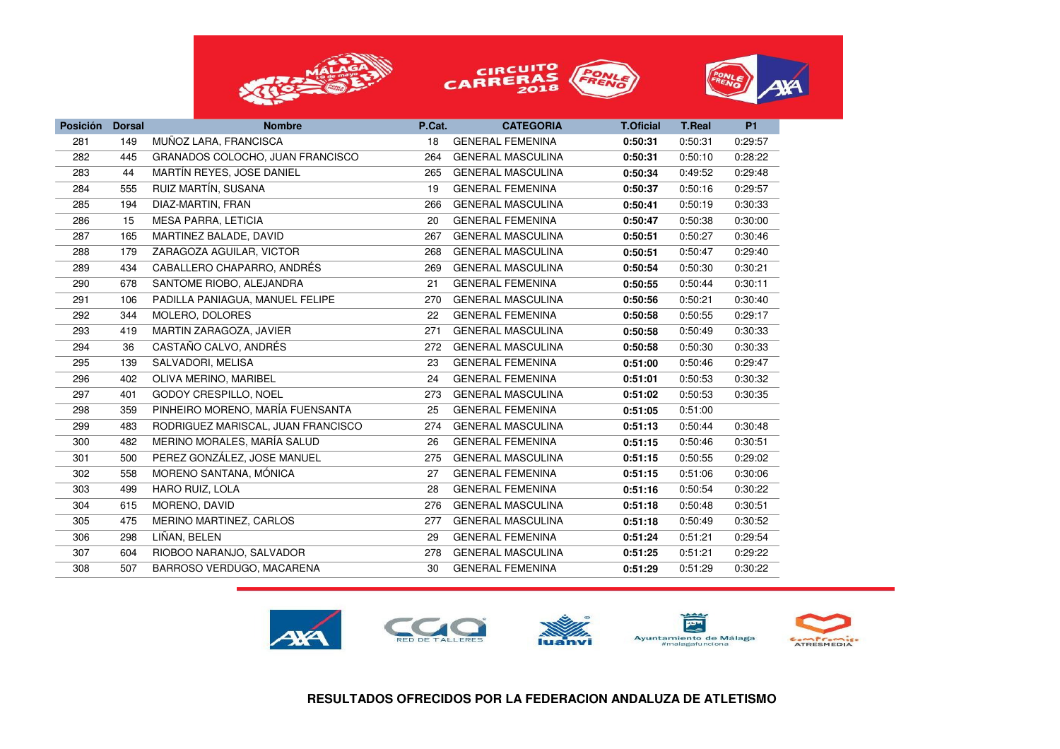| Posición | Dorsal | Nombre | P.Cat. | CATEGORIA | T.Oficial | T.Real | P1 |
|---|---|---|---|---|---|---|---|
| 281 | 149 | MUÑOZ LARA, FRANCISCA | 18 | GENERAL FEMENINA | **0:50:31** | 0:50:31 | 0:29:57 |
| 282 | 445 | GRANADOS COLOCHO, JUAN FRANCISCO | 264 | GENERAL MASCULINA | **0:50:31** | 0:50:10 | 0:28:22 |
| 283 | 44 | MARTÍN REYES, JOSE DANIEL | 265 | GENERAL MASCULINA | **0:50:34** | 0:49:52 | 0:29:48 |
| 284 | 555 | RUIZ MARTÍN, SUSANA | 19 | GENERAL FEMENINA | **0:50:37** | 0:50:16 | 0:29:57 |
| 285 | 194 | DIAZ-MARTIN, FRAN | 266 | GENERAL MASCULINA | **0:50:41** | 0:50:19 | 0:30:33 |
| 286 | 15 | MESA PARRA, LETICIA | 20 | GENERAL FEMENINA | **0:50:47** | 0:50:38 | 0:30:00 |
| 287 | 165 | MARTINEZ BALADE, DAVID | 267 | GENERAL MASCULINA | **0:50:51** | 0:50:27 | 0:30:46 |
| 288 | 179 | ZARAGOZA AGUILAR, VICTOR | 268 | GENERAL MASCULINA | **0:50:51** | 0:50:47 | 0:29:40 |
| 289 | 434 | CABALLERO CHAPARRO, ANDRÉS | 269 | GENERAL MASCULINA | **0:50:54** | 0:50:30 | 0:30:21 |
| 290 | 678 | SANTOME RIOBO, ALEJANDRA | 21 | GENERAL FEMENINA | **0:50:55** | 0:50:44 | 0:30:11 |
| 291 | 106 | PADILLA PANIAGUA, MANUEL FELIPE | 270 | GENERAL MASCULINA | **0:50:56** | 0:50:21 | 0:30:40 |
| 292 | 344 | MOLERO, DOLORES | 22 | GENERAL FEMENINA | **0:50:58** | 0:50:55 | 0:29:17 |
| 293 | 419 | MARTIN ZARAGOZA, JAVIER | 271 | GENERAL MASCULINA | **0:50:58** | 0:50:49 | 0:30:33 |
| 294 | 36 | CASTAÑO CALVO, ANDRÉS | 272 | GENERAL MASCULINA | **0:50:58** | 0:50:30 | 0:30:33 |
| 295 | 139 | SALVADORI, MELISA | 23 | GENERAL FEMENINA | **0:51:00** | 0:50:46 | 0:29:47 |
| 296 | 402 | OLIVA MERINO, MARIBEL | 24 | GENERAL FEMENINA | **0:51:01** | 0:50:53 | 0:30:32 |
| 297 | 401 | GODOY CRESPILLO, NOEL | 273 | GENERAL MASCULINA | **0:51:02** | 0:50:53 | 0:30:35 |
| 298 | 359 | PINHEIRO MORENO, MARÍA FUENSANTA | 25 | GENERAL FEMENINA | **0:51:05** | 0:51:00 | |
| 299 | 483 | RODRIGUEZ MARISCAL, JUAN FRANCISCO | 274 | GENERAL MASCULINA | **0:51:13** | 0:50:44 | 0:30:48 |
| 300 | 482 | MERINO MORALES, MARÍA SALUD | 26 | GENERAL FEMENINA | **0:51:15** | 0:50:46 | 0:30:51 |
| 301 | 500 | PEREZ GONZÁLEZ, JOSE MANUEL | 275 | GENERAL MASCULINA | **0:51:15** | 0:50:55 | 0:29:02 |
| 302 | 558 | MORENO SANTANA, MÓNICA | 27 | GENERAL FEMENINA | **0:51:15** | 0:51:06 | 0:30:06 |
| 303 | 499 | HARO RUIZ, LOLA | 28 | GENERAL FEMENINA | **0:51:16** | 0:50:54 | 0:30:22 |
| 304 | 615 | MORENO, DAVID | 276 | GENERAL MASCULINA | **0:51:18** | 0:50:48 | 0:30:51 |
| 305 | 475 | MERINO MARTINEZ, CARLOS | 277 | GENERAL MASCULINA | **0:51:18** | 0:50:49 | 0:30:52 |
| 306 | 298 | LIÑAN, BELEN | 29 | GENERAL FEMENINA | **0:51:24** | 0:51:21 | 0:29:54 |
| 307 | 604 | RIOBOO NARANJO, SALVADOR | 278 | GENERAL MASCULINA | **0:51:25** | 0:51:21 | 0:29:22 |
| 308 | 507 | BARROSO VERDUGO, MACARENA | 30 | GENERAL FEMENINA | **0:51:29** | 0:51:29 | 0:30:22 |

**RESULTADOS OFRECIDOS POR LA FEDERACION ANDALUZA DE ATLETISMO**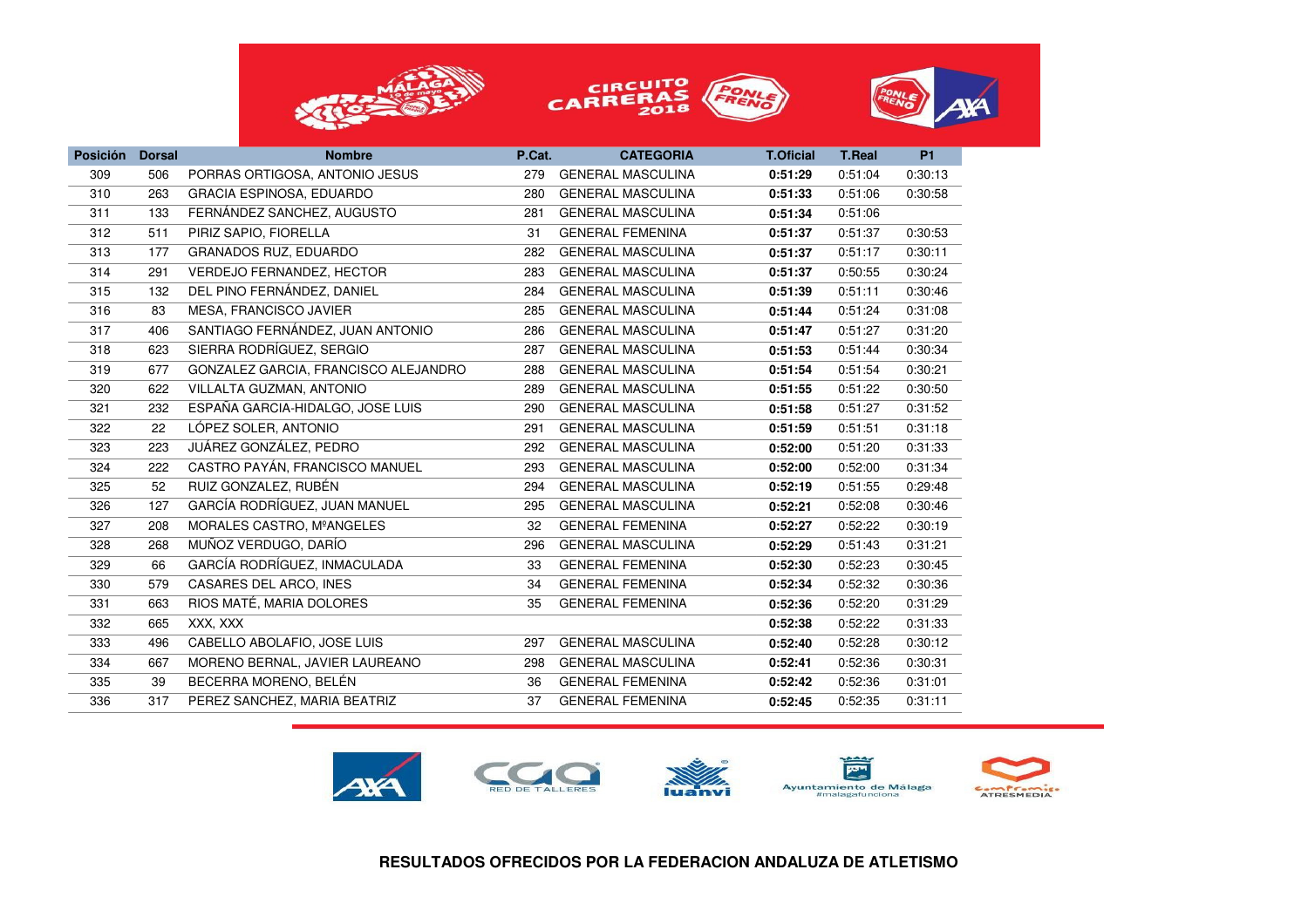| Posición | Dorsal | Nombre | P.Cat. | CATEGORIA | T.Oficial | T.Real | P1 |
|---|---|---|---|---|---|---|---|
| 309 | 506 | PORRAS ORTIGOSA, ANTONIO JESUS | 279 | GENERAL MASCULINA | **0:51:29** | 0:51:04 | 0:30:13 |
| 310 | 263 | GRACIA ESPINOSA, EDUARDO | 280 | GENERAL MASCULINA | **0:51:33** | 0:51:06 | 0:30:58 |
| 311 | 133 | FERNÁNDEZ SANCHEZ, AUGUSTO | 281 | GENERAL MASCULINA | **0:51:34** | 0:51:06 | |
| 312 | 511 | PIRIZ SAPIO, FIORELLA | 31 | GENERAL FEMENINA | **0:51:37** | 0:51:37 | 0:30:53 |
| 313 | 177 | GRANADOS RUZ, EDUARDO | 282 | GENERAL MASCULINA | **0:51:37** | 0:51:17 | 0:30:11 |
| 314 | 291 | VERDEJO FERNANDEZ, HECTOR | 283 | GENERAL MASCULINA | **0:51:37** | 0:50:55 | 0:30:24 |
| 315 | 132 | DEL PINO FERNÁNDEZ, DANIEL | 284 | GENERAL MASCULINA | **0:51:39** | 0:51:11 | 0:30:46 |
| 316 | 83 | MESA, FRANCISCO JAVIER | 285 | GENERAL MASCULINA | **0:51:44** | 0:51:24 | 0:31:08 |
| 317 | 406 | SANTIAGO FERNÁNDEZ, JUAN ANTONIO | 286 | GENERAL MASCULINA | **0:51:47** | 0:51:27 | 0:31:20 |
| 318 | 623 | SIERRA RODRÍGUEZ, SERGIO | 287 | GENERAL MASCULINA | **0:51:53** | 0:51:44 | 0:30:34 |
| 319 | 677 | GONZALEZ GARCIA, FRANCISCO ALEJANDRO | 288 | GENERAL MASCULINA | **0:51:54** | 0:51:54 | 0:30:21 |
| 320 | 622 | VILLALTA GUZMAN, ANTONIO | 289 | GENERAL MASCULINA | **0:51:55** | 0:51:22 | 0:30:50 |
| 321 | 232 | ESPAÑA GARCIA-HIDALGO, JOSE LUIS | 290 | GENERAL MASCULINA | **0:51:58** | 0:51:27 | 0:31:52 |
| 322 | 22 | LÓPEZ SOLER, ANTONIO | 291 | GENERAL MASCULINA | **0:51:59** | 0:51:51 | 0:31:18 |
| 323 | 223 | JUÁREZ GONZÁLEZ, PEDRO | 292 | GENERAL MASCULINA | **0:52:00** | 0:51:20 | 0:31:33 |
| 324 | 222 | CASTRO PAYÁN, FRANCISCO MANUEL | 293 | GENERAL MASCULINA | **0:52:00** | 0:52:00 | 0:31:34 |
| 325 | 52 | RUIZ GONZALEZ, RUBÉN | 294 | GENERAL MASCULINA | **0:52:19** | 0:51:55 | 0:29:48 |
| 326 | 127 | GARCÍA RODRÍGUEZ, JUAN MANUEL | 295 | GENERAL MASCULINA | **0:52:21** | 0:52:08 | 0:30:46 |
| 327 | 208 | MORALES CASTRO, MªANGELES | 32 | GENERAL FEMENINA | **0:52:27** | 0:52:22 | 0:30:19 |
| 328 | 268 | MUÑOZ VERDUGO, DARÍO | 296 | GENERAL MASCULINA | **0:52:29** | 0:51:43 | 0:31:21 |
| 329 | 66 | GARCÍA RODRÍGUEZ, INMACULADA | 33 | GENERAL FEMENINA | **0:52:30** | 0:52:23 | 0:30:45 |
| 330 | 579 | CASARES DEL ARCO, INES | 34 | GENERAL FEMENINA | **0:52:34** | 0:52:32 | 0:30:36 |
| 331 | 663 | RIOS MATÉ, MARIA DOLORES | 35 | GENERAL FEMENINA | **0:52:36** | 0:52:20 | 0:31:29 |
| 332 | 665 | XXX, XXX | | | **0:52:38** | 0:52:22 | 0:31:33 |
| 333 | 496 | CABELLO ABOLAFIO, JOSE LUIS | 297 | GENERAL MASCULINA | **0:52:40** | 0:52:28 | 0:30:12 |
| 334 | 667 | MORENO BERNAL, JAVIER LAUREANO | 298 | GENERAL MASCULINA | **0:52:41** | 0:52:36 | 0:30:31 |
| 335 | 39 | BECERRA MORENO, BELÉN | 36 | GENERAL FEMENINA | **0:52:42** | 0:52:36 | 0:31:01 |
| 336 | 317 | PEREZ SANCHEZ, MARIA BEATRIZ | 37 | GENERAL FEMENINA | **0:52:45** | 0:52:35 | 0:31:11 |

**RESULTADOS OFRECIDOS POR LA FEDERACION ANDALUZA DE ATLETISMO**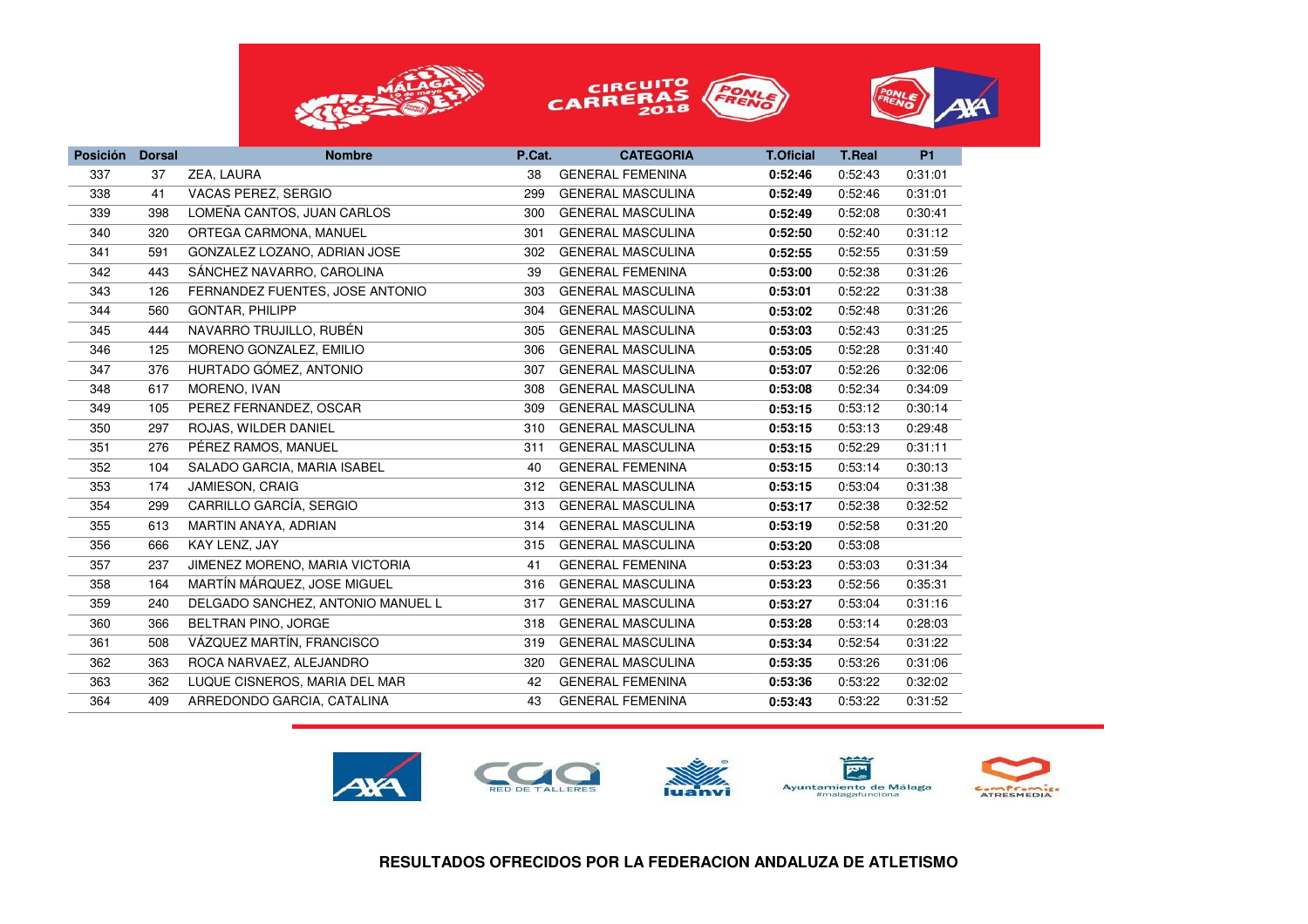| Posición | Dorsal | Nombre | P.Cat. | CATEGORIA | T.Oficial | T.Real | P1 |
|---|---|---|---|---|---|---|---|
| 337 | 37 | ZEA, LAURA | 38 | GENERAL FEMENINA | **0:52:46** | 0:52:43 | 0:31:01 |
| 338 | 41 | VACAS PEREZ, SERGIO | 299 | GENERAL MASCULINA | **0:52:49** | 0:52:46 | 0:31:01 |
| 339 | 398 | LOMEÑA CANTOS, JUAN CARLOS | 300 | GENERAL MASCULINA | **0:52:49** | 0:52:08 | 0:30:41 |
| 340 | 320 | ORTEGA CARMONA, MANUEL | 301 | GENERAL MASCULINA | **0:52:50** | 0:52:40 | 0:31:12 |
| 341 | 591 | GONZALEZ LOZANO, ADRIAN JOSE | 302 | GENERAL MASCULINA | **0:52:55** | 0:52:55 | 0:31:59 |
| 342 | 443 | SÁNCHEZ NAVARRO, CAROLINA | 39 | GENERAL FEMENINA | **0:53:00** | 0:52:38 | 0:31:26 |
| 343 | 126 | FERNANDEZ FUENTES, JOSE ANTONIO | 303 | GENERAL MASCULINA | **0:53:01** | 0:52:22 | 0:31:38 |
| 344 | 560 | GONTAR, PHILIPP | 304 | GENERAL MASCULINA | **0:53:02** | 0:52:48 | 0:31:26 |
| 345 | 444 | NAVARRO TRUJILLO, RUBÉN | 305 | GENERAL MASCULINA | **0:53:03** | 0:52:43 | 0:31:25 |
| 346 | 125 | MORENO GONZALEZ, EMILIO | 306 | GENERAL MASCULINA | **0:53:05** | 0:52:28 | 0:31:40 |
| 347 | 376 | HURTADO GÓMEZ, ANTONIO | 307 | GENERAL MASCULINA | **0:53:07** | 0:52:26 | 0:32:06 |
| 348 | 617 | MORENO, IVAN | 308 | GENERAL MASCULINA | **0:53:08** | 0:52:34 | 0:34:09 |
| 349 | 105 | PEREZ FERNANDEZ, OSCAR | 309 | GENERAL MASCULINA | **0:53:15** | 0:53:12 | 0:30:14 |
| 350 | 297 | ROJAS, WILDER DANIEL | 310 | GENERAL MASCULINA | **0:53:15** | 0:53:13 | 0:29:48 |
| 351 | 276 | PÉREZ RAMOS, MANUEL | 311 | GENERAL MASCULINA | **0:53:15** | 0:52:29 | 0:31:11 |
| 352 | 104 | SALADO GARCIA, MARIA ISABEL | 40 | GENERAL FEMENINA | **0:53:15** | 0:53:14 | 0:30:13 |
| 353 | 174 | JAMIESON, CRAIG | 312 | GENERAL MASCULINA | **0:53:15** | 0:53:04 | 0:31:38 |
| 354 | 299 | CARRILLO GARCÍA, SERGIO | 313 | GENERAL MASCULINA | **0:53:17** | 0:52:38 | 0:32:52 |
| 355 | 613 | MARTIN ANAYA, ADRIAN | 314 | GENERAL MASCULINA | **0:53:19** | 0:52:58 | 0:31:20 |
| 356 | 666 | KAY LENZ, JAY | 315 | GENERAL MASCULINA | **0:53:20** | 0:53:08 | |
| 357 | 237 | JIMENEZ MORENO, MARIA VICTORIA | 41 | GENERAL FEMENINA | **0:53:23** | 0:53:03 | 0:31:34 |
| 358 | 164 | MARTÍN MÁRQUEZ, JOSE MIGUEL | 316 | GENERAL MASCULINA | **0:53:23** | 0:52:56 | 0:35:31 |
| 359 | 240 | DELGADO SANCHEZ, ANTONIO MANUEL L | 317 | GENERAL MASCULINA | **0:53:27** | 0:53:04 | 0:31:16 |
| 360 | 366 | BELTRAN PINO, JORGE | 318 | GENERAL MASCULINA | **0:53:28** | 0:53:14 | 0:28:03 |
| 361 | 508 | VÁZQUEZ MARTÍN, FRANCISCO | 319 | GENERAL MASCULINA | **0:53:34** | 0:52:54 | 0:31:22 |
| 362 | 363 | ROCA NARVAEZ, ALEJANDRO | 320 | GENERAL MASCULINA | **0:53:35** | 0:53:26 | 0:31:06 |
| 363 | 362 | LUQUE CISNEROS, MARIA DEL MAR | 42 | GENERAL FEMENINA | **0:53:36** | 0:53:22 | 0:32:02 |
| 364 | 409 | ARREDONDO GARCIA, CATALINA | 43 | GENERAL FEMENINA | **0:53:43** | 0:53:22 | 0:31:52 |

**RESULTADOS OFRECIDOS POR LA FEDERACION ANDALUZA DE ATLETISMO**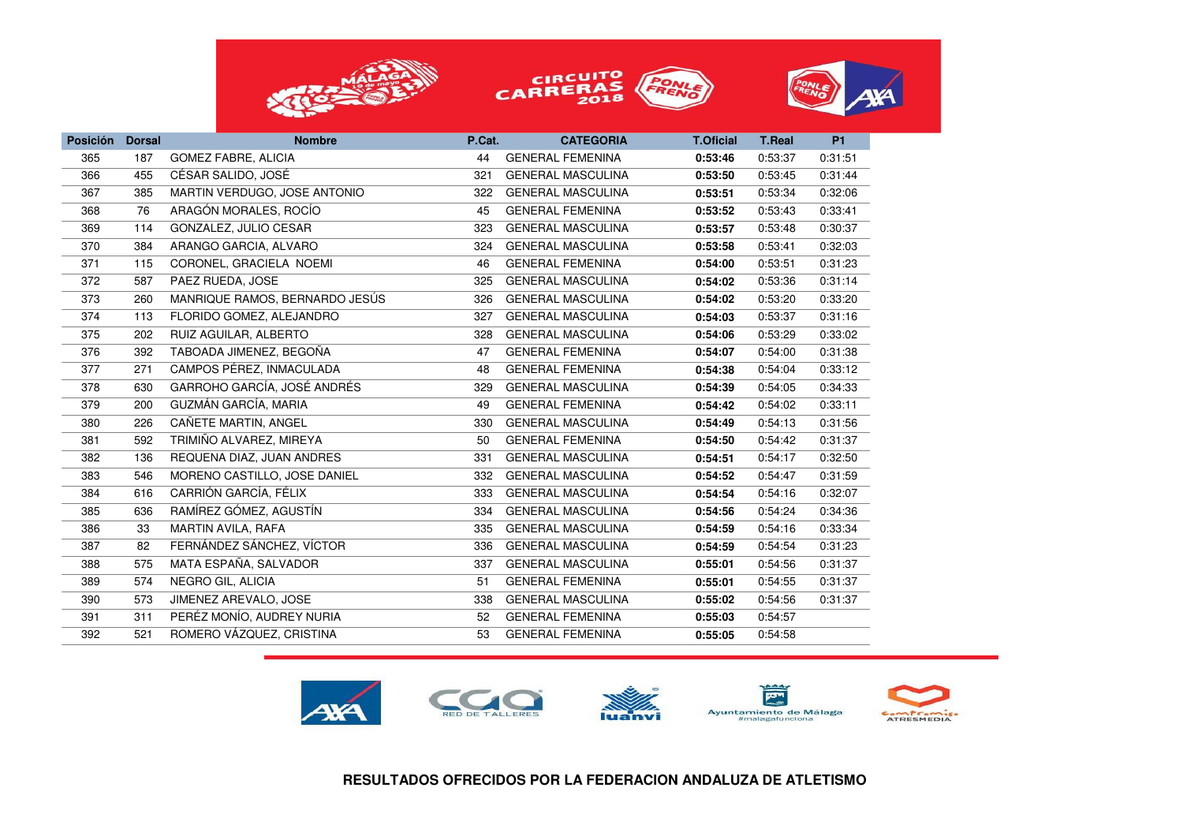| Posición | Dorsal | Nombre | P.Cat. | CATEGORIA | T.Oficial | T.Real | P1 |
|---|---|---|---|---|---|---|---|
| 365 | 187 | GOMEZ FABRE, ALICIA | 44 | GENERAL FEMENINA | **0:53:46** | 0:53:37 | 0:31:51 |
| 366 | 455 | CÉSAR SALIDO, JOSÉ | 321 | GENERAL MASCULINA | **0:53:50** | 0:53:45 | 0:31:44 |
| 367 | 385 | MARTIN VERDUGO, JOSE ANTONIO | 322 | GENERAL MASCULINA | **0:53:51** | 0:53:34 | 0:32:06 |
| 368 | 76 | ARAGÓN MORALES, ROCÍO | 45 | GENERAL FEMENINA | **0:53:52** | 0:53:43 | 0:33:41 |
| 369 | 114 | GONZALEZ, JULIO CESAR | 323 | GENERAL MASCULINA | **0:53:57** | 0:53:48 | 0:30:37 |
| 370 | 384 | ARANGO GARCIA, ALVARO | 324 | GENERAL MASCULINA | **0:53:58** | 0:53:41 | 0:32:03 |
| 371 | 115 | CORONEL, GRACIELA NOEMI | 46 | GENERAL FEMENINA | **0:54:00** | 0:53:51 | 0:31:23 |
| 372 | 587 | PAEZ RUEDA, JOSE | 325 | GENERAL MASCULINA | **0:54:02** | 0:53:36 | 0:31:14 |
| 373 | 260 | MANRIQUE RAMOS, BERNARDO JESÚS | 326 | GENERAL MASCULINA | **0:54:02** | 0:53:20 | 0:33:20 |
| 374 | 113 | FLORIDO GOMEZ, ALEJANDRO | 327 | GENERAL MASCULINA | **0:54:03** | 0:53:37 | 0:31:16 |
| 375 | 202 | RUIZ AGUILAR, ALBERTO | 328 | GENERAL MASCULINA | **0:54:06** | 0:53:29 | 0:33:02 |
| 376 | 392 | TABOADA JIMENEZ, BEGOÑA | 47 | GENERAL FEMENINA | **0:54:07** | 0:54:00 | 0:31:38 |
| 377 | 271 | CAMPOS PÉREZ, INMACULADA | 48 | GENERAL FEMENINA | **0:54:38** | 0:54:04 | 0:33:12 |
| 378 | 630 | GARROHO GARCÍA, JOSÉ ANDRÉS | 329 | GENERAL MASCULINA | **0:54:39** | 0:54:05 | 0:34:33 |
| 379 | 200 | GUZMÁN GARCÍA, MARIA | 49 | GENERAL FEMENINA | **0:54:42** | 0:54:02 | 0:33:11 |
| 380 | 226 | CAÑETE MARTIN, ANGEL | 330 | GENERAL MASCULINA | **0:54:49** | 0:54:13 | 0:31:56 |
| 381 | 592 | TRIMIÑO ALVAREZ, MIREYA | 50 | GENERAL FEMENINA | **0:54:50** | 0:54:42 | 0:31:37 |
| 382 | 136 | REQUENA DIAZ, JUAN ANDRES | 331 | GENERAL MASCULINA | **0:54:51** | 0:54:17 | 0:32:50 |
| 383 | 546 | MORENO CASTILLO, JOSE DANIEL | 332 | GENERAL MASCULINA | **0:54:52** | 0:54:47 | 0:31:59 |
| 384 | 616 | CARRIÓN GARCÍA, FÉLIX | 333 | GENERAL MASCULINA | **0:54:54** | 0:54:16 | 0:32:07 |
| 385 | 636 | RAMÍREZ GÓMEZ, AGUSTÍN | 334 | GENERAL MASCULINA | **0:54:56** | 0:54:24 | 0:34:36 |
| 386 | 33 | MARTIN AVILA, RAFA | 335 | GENERAL MASCULINA | **0:54:59** | 0:54:16 | 0:33:34 |
| 387 | 82 | FERNÁNDEZ SÁNCHEZ, VÍCTOR | 336 | GENERAL MASCULINA | **0:54:59** | 0:54:54 | 0:31:23 |
| 388 | 575 | MATA ESPAÑA, SALVADOR | 337 | GENERAL MASCULINA | **0:55:01** | 0:54:56 | 0:31:37 |
| 389 | 574 | NEGRO GIL, ALICIA | 51 | GENERAL FEMENINA | **0:55:01** | 0:54:55 | 0:31:37 |
| 390 | 573 | JIMENEZ AREVALO, JOSE | 338 | GENERAL MASCULINA | **0:55:02** | 0:54:56 | 0:31:37 |
| 391 | 311 | PERÉZ MONÍO, AUDREY NURIA | 52 | GENERAL FEMENINA | **0:55:03** | 0:54:57 | |
| 392 | 521 | ROMERO VÁZQUEZ, CRISTINA | 53 | GENERAL FEMENINA | **0:55:05** | 0:54:58 | |

**RESULTADOS OFRECIDOS POR LA FEDERACION ANDALUZA DE ATLETISMO**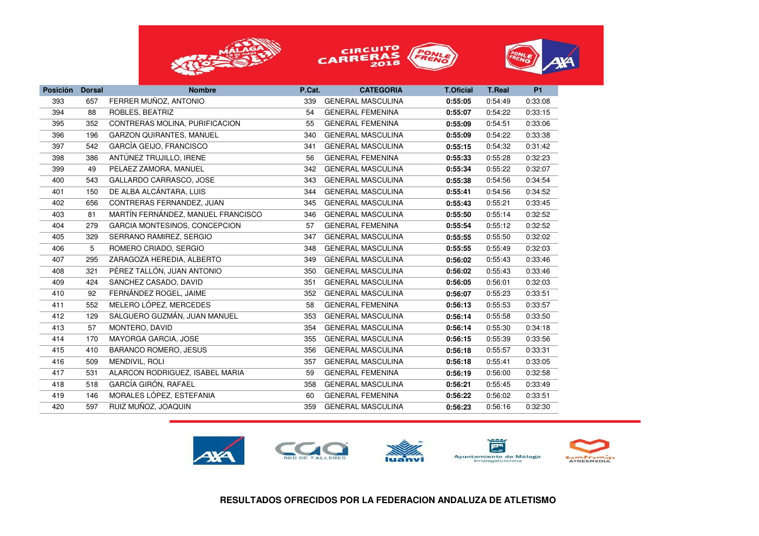| Posición | Dorsal | Nombre | P.Cat. | CATEGORIA | T.Oficial | T.Real | P1 |
|---|---|---|---|---|---|---|---|
| 393 | 657 | FERRER MUÑOZ, ANTONIO | 339 | GENERAL MASCULINA | **0:55:05** | 0:54:49 | 0:33:08 |
| 394 | 88 | ROBLES, BEATRIZ | 54 | GENERAL FEMENINA | **0:55:07** | 0:54:22 | 0:33:15 |
| 395 | 352 | CONTRERAS MOLINA, PURIFICACION | 55 | GENERAL FEMENINA | **0:55:09** | 0:54:51 | 0:33:06 |
| 396 | 196 | GARZON QUIRANTES, MANUEL | 340 | GENERAL MASCULINA | **0:55:09** | 0:54:22 | 0:33:38 |
| 397 | 542 | GARCÍA GEIJO, FRANCISCO | 341 | GENERAL MASCULINA | **0:55:15** | 0:54:32 | 0:31:42 |
| 398 | 386 | ANTÚNEZ TRUJILLO, IRENE | 56 | GENERAL FEMENINA | **0:55:33** | 0:55:28 | 0:32:23 |
| 399 | 49 | PELAEZ ZAMORA, MANUEL | 342 | GENERAL MASCULINA | **0:55:34** | 0:55:22 | 0:32:07 |
| 400 | 543 | GALLARDO CARRASCO, JOSE | 343 | GENERAL MASCULINA | **0:55:38** | 0:54:56 | 0:34:54 |
| 401 | 150 | DE ALBA ALCÁNTARA, LUIS | 344 | GENERAL MASCULINA | **0:55:41** | 0:54:56 | 0:34:52 |
| 402 | 656 | CONTRERAS FERNANDEZ, JUAN | 345 | GENERAL MASCULINA | **0:55:43** | 0:55:21 | 0:33:45 |
| 403 | 81 | MARTÍN FERNÁNDEZ, MANUEL FRANCISCO | 346 | GENERAL MASCULINA | **0:55:50** | 0:55:14 | 0:32:52 |
| 404 | 279 | GARCIA MONTESINOS, CONCEPCION | 57 | GENERAL FEMENINA | **0:55:54** | 0:55:12 | 0:32:52 |
| 405 | 329 | SERRANO RAMIREZ, SERGIO | 347 | GENERAL MASCULINA | **0:55:55** | 0:55:50 | 0:32:02 |
| 406 | 5 | ROMERO CRIADO, SERGIO | 348 | GENERAL MASCULINA | **0:55:55** | 0:55:49 | 0:32:03 |
| 407 | 295 | ZARAGOZA HEREDIA, ALBERTO | 349 | GENERAL MASCULINA | **0:56:02** | 0:55:43 | 0:33:46 |
| 408 | 321 | PÉREZ TALLÓN, JUAN ANTONIO | 350 | GENERAL MASCULINA | **0:56:02** | 0:55:43 | 0:33:46 |
| 409 | 424 | SANCHEZ CASADO, DAVID | 351 | GENERAL MASCULINA | **0:56:05** | 0:56:01 | 0:32:03 |
| 410 | 92 | FERNÁNDEZ ROGEL, JAIME | 352 | GENERAL MASCULINA | **0:56:07** | 0:55:23 | 0:33:51 |
| 411 | 552 | MELERO LÓPEZ, MERCEDES | 58 | GENERAL FEMENINA | **0:56:13** | 0:55:53 | 0:33:57 |
| 412 | 129 | SALGUERO GUZMÁN, JUAN MANUEL | 353 | GENERAL MASCULINA | **0:56:14** | 0:55:58 | 0:33:50 |
| 413 | 57 | MONTERO, DAVID | 354 | GENERAL MASCULINA | **0:56:14** | 0:55:30 | 0:34:18 |
| 414 | 170 | MAYORGA GARCIA, JOSE | 355 | GENERAL MASCULINA | **0:56:15** | 0:55:39 | 0:33:56 |
| 415 | 410 | BARANCO ROMERO, JESUS | 356 | GENERAL MASCULINA | **0:56:18** | 0:55:57 | 0:33:31 |
| 416 | 509 | MENDIVIL, ROLI | 357 | GENERAL MASCULINA | **0:56:18** | 0:55:41 | 0:33:05 |
| 417 | 531 | ALARCON RODRIGUEZ, ISABEL MARIA | 59 | GENERAL FEMENINA | **0:56:19** | 0:56:00 | 0:32:58 |
| 418 | 518 | GARCÍA GIRÓN, RAFAEL | 358 | GENERAL MASCULINA | **0:56:21** | 0:55:45 | 0:33:49 |
| 419 | 146 | MORALES LÓPEZ, ESTEFANIA | 60 | GENERAL FEMENINA | **0:56:22** | 0:56:02 | 0:33:51 |
| 420 | 597 | RUIZ MUÑOZ, JOAQUIN | 359 | GENERAL MASCULINA | **0:56:23** | 0:56:16 | 0:32:30 |

**RESULTADOS OFRECIDOS POR LA FEDERACION ANDALUZA DE ATLETISMO**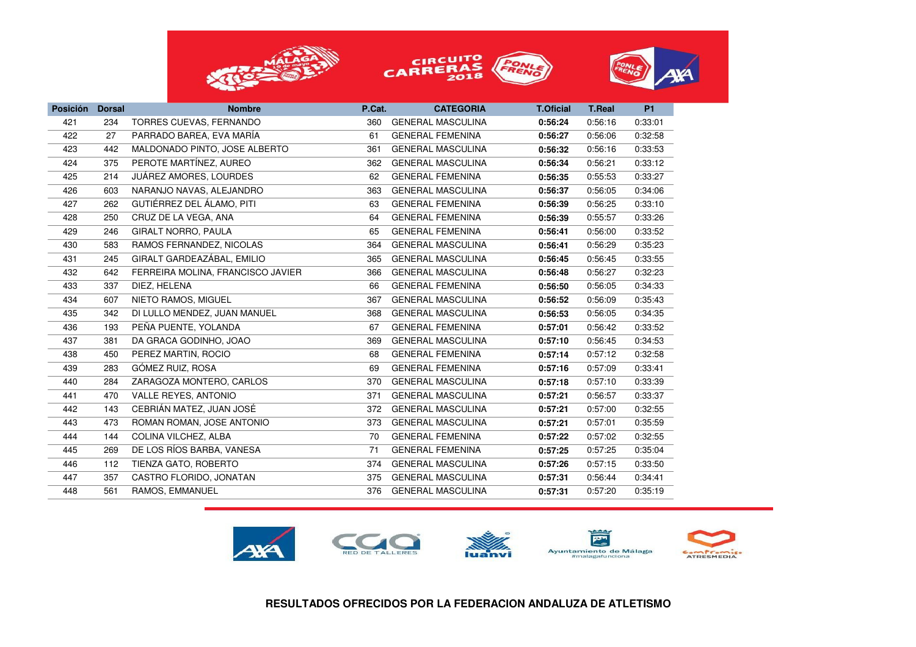| Posición | Dorsal | Nombre | P.Cat. | CATEGORIA | T.Oficial | T.Real | P1 |
|---|---|---|---|---|---|---|---|
| 421 | 234 | TORRES CUEVAS, FERNANDO | 360 | GENERAL MASCULINA | **0:56:24** | 0:56:16 | 0:33:01 |
| 422 | 27 | PARRADO BAREA, EVA MARÍA | 61 | GENERAL FEMENINA | **0:56:27** | 0:56:06 | 0:32:58 |
| 423 | 442 | MALDONADO PINTO, JOSE ALBERTO | 361 | GENERAL MASCULINA | **0:56:32** | 0:56:16 | 0:33:53 |
| 424 | 375 | PEROTE MARTÍNEZ, AUREO | 362 | GENERAL MASCULINA | **0:56:34** | 0:56:21 | 0:33:12 |
| 425 | 214 | JUÁREZ AMORES, LOURDES | 62 | GENERAL FEMENINA | **0:56:35** | 0:55:53 | 0:33:27 |
| 426 | 603 | NARANJO NAVAS, ALEJANDRO | 363 | GENERAL MASCULINA | **0:56:37** | 0:56:05 | 0:34:06 |
| 427 | 262 | GUTIÉRREZ DEL ÁLAMO, PITI | 63 | GENERAL FEMENINA | **0:56:39** | 0:56:25 | 0:33:10 |
| 428 | 250 | CRUZ DE LA VEGA, ANA | 64 | GENERAL FEMENINA | **0:56:39** | 0:55:57 | 0:33:26 |
| 429 | 246 | GIRALT NORRO, PAULA | 65 | GENERAL FEMENINA | **0:56:41** | 0:56:00 | 0:33:52 |
| 430 | 583 | RAMOS FERNANDEZ, NICOLAS | 364 | GENERAL MASCULINA | **0:56:41** | 0:56:29 | 0:35:23 |
| 431 | 245 | GIRALT GARDEAZÁBAL, EMILIO | 365 | GENERAL MASCULINA | **0:56:45** | 0:56:45 | 0:33:55 |
| 432 | 642 | FERREIRA MOLINA, FRANCISCO JAVIER | 366 | GENERAL MASCULINA | **0:56:48** | 0:56:27 | 0:32:23 |
| 433 | 337 | DIEZ, HELENA | 66 | GENERAL FEMENINA | **0:56:50** | 0:56:05 | 0:34:33 |
| 434 | 607 | NIETO RAMOS, MIGUEL | 367 | GENERAL MASCULINA | **0:56:52** | 0:56:09 | 0:35:43 |
| 435 | 342 | DI LULLO MENDEZ, JUAN MANUEL | 368 | GENERAL MASCULINA | **0:56:53** | 0:56:05 | 0:34:35 |
| 436 | 193 | PEÑA PUENTE, YOLANDA | 67 | GENERAL FEMENINA | **0:57:01** | 0:56:42 | 0:33:52 |
| 437 | 381 | DA GRACA GODINHO, JOAO | 369 | GENERAL MASCULINA | **0:57:10** | 0:56:45 | 0:34:53 |
| 438 | 450 | PEREZ MARTIN, ROCIO | 68 | GENERAL FEMENINA | **0:57:14** | 0:57:12 | 0:32:58 |
| 439 | 283 | GÓMEZ RUIZ, ROSA | 69 | GENERAL FEMENINA | **0:57:16** | 0:57:09 | 0:33:41 |
| 440 | 284 | ZARAGOZA MONTERO, CARLOS | 370 | GENERAL MASCULINA | **0:57:18** | 0:57:10 | 0:33:39 |
| 441 | 470 | VALLE REYES, ANTONIO | 371 | GENERAL MASCULINA | **0:57:21** | 0:56:57 | 0:33:37 |
| 442 | 143 | CEBRIÁN MATEZ, JUAN JOSÉ | 372 | GENERAL MASCULINA | **0:57:21** | 0:57:00 | 0:32:55 |
| 443 | 473 | ROMAN ROMAN, JOSE ANTONIO | 373 | GENERAL MASCULINA | **0:57:21** | 0:57:01 | 0:35:59 |
| 444 | 144 | COLINA VILCHEZ, ALBA | 70 | GENERAL FEMENINA | **0:57:22** | 0:57:02 | 0:32:55 |
| 445 | 269 | DE LOS RÍOS BARBA, VANESA | 71 | GENERAL FEMENINA | **0:57:25** | 0:57:25 | 0:35:04 |
| 446 | 112 | TIENZA GATO, ROBERTO | 374 | GENERAL MASCULINA | **0:57:26** | 0:57:15 | 0:33:50 |
| 447 | 357 | CASTRO FLORIDO, JONATAN | 375 | GENERAL MASCULINA | **0:57:31** | 0:56:44 | 0:34:41 |
| 448 | 561 | RAMOS, EMMANUEL | 376 | GENERAL MASCULINA | **0:57:31** | 0:57:20 | 0:35:19 |

**RESULTADOS OFRECIDOS POR LA FEDERACION ANDALUZA DE ATLETISMO**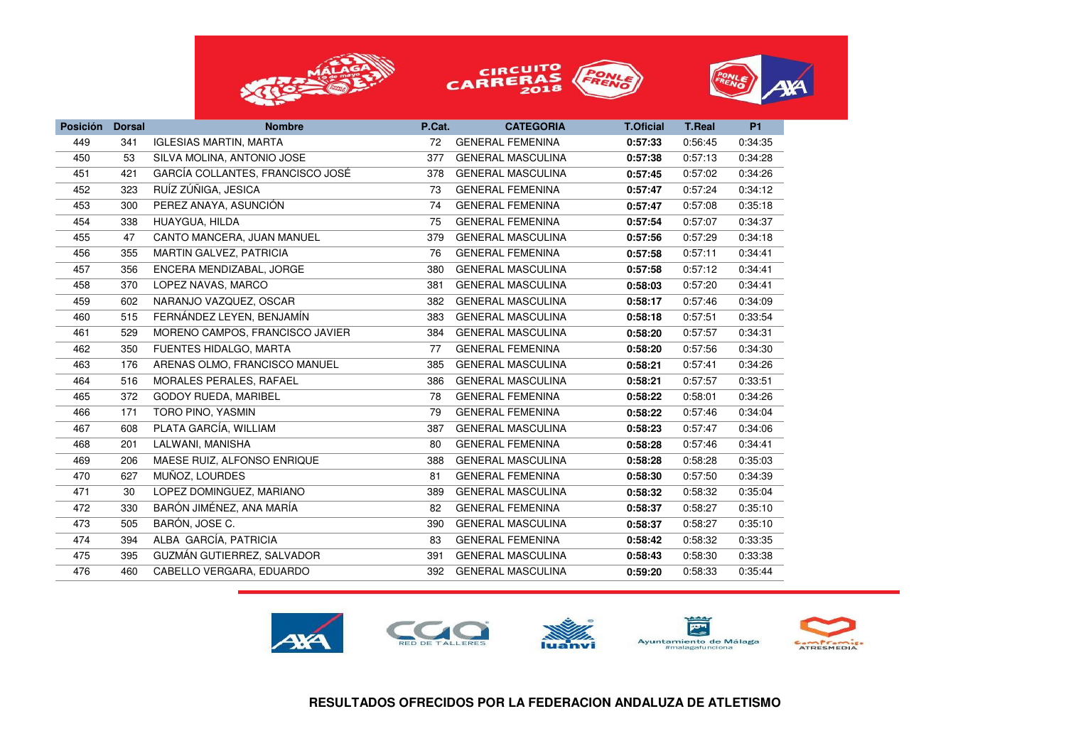| Posición | Dorsal | Nombre | P.Cat. | CATEGORIA | T.Oficial | T.Real | P1 |
|---|---|---|---|---|---|---|---|
| 449 | 341 | IGLESIAS MARTIN, MARTA | 72 | GENERAL FEMENINA | **0:57:33** | 0:56:45 | 0:34:35 |
| 450 | 53 | SILVA MOLINA, ANTONIO JOSE | 377 | GENERAL MASCULINA | **0:57:38** | 0:57:13 | 0:34:28 |
| 451 | 421 | GARCÍA COLLANTES, FRANCISCO JOSÉ | 378 | GENERAL MASCULINA | **0:57:45** | 0:57:02 | 0:34:26 |
| 452 | 323 | RUÍZ ZÚÑIGA, JESICA | 73 | GENERAL FEMENINA | **0:57:47** | 0:57:24 | 0:34:12 |
| 453 | 300 | PEREZ ANAYA, ASUNCIÓN | 74 | GENERAL FEMENINA | **0:57:47** | 0:57:08 | 0:35:18 |
| 454 | 338 | HUAYGUA, HILDA | 75 | GENERAL FEMENINA | **0:57:54** | 0:57:07 | 0:34:37 |
| 455 | 47 | CANTO MANCERA, JUAN MANUEL | 379 | GENERAL MASCULINA | **0:57:56** | 0:57:29 | 0:34:18 |
| 456 | 355 | MARTIN GALVEZ, PATRICIA | 76 | GENERAL FEMENINA | **0:57:58** | 0:57:11 | 0:34:41 |
| 457 | 356 | ENCERA MENDIZABAL, JORGE | 380 | GENERAL MASCULINA | **0:57:58** | 0:57:12 | 0:34:41 |
| 458 | 370 | LOPEZ NAVAS, MARCO | 381 | GENERAL MASCULINA | **0:58:03** | 0:57:20 | 0:34:41 |
| 459 | 602 | NARANJO VAZQUEZ, OSCAR | 382 | GENERAL MASCULINA | **0:58:17** | 0:57:46 | 0:34:09 |
| 460 | 515 | FERNÁNDEZ LEYEN, BENJAMÍN | 383 | GENERAL MASCULINA | **0:58:18** | 0:57:51 | 0:33:54 |
| 461 | 529 | MORENO CAMPOS, FRANCISCO JAVIER | 384 | GENERAL MASCULINA | **0:58:20** | 0:57:57 | 0:34:31 |
| 462 | 350 | FUENTES HIDALGO, MARTA | 77 | GENERAL FEMENINA | **0:58:20** | 0:57:56 | 0:34:30 |
| 463 | 176 | ARENAS OLMO, FRANCISCO MANUEL | 385 | GENERAL MASCULINA | **0:58:21** | 0:57:41 | 0:34:26 |
| 464 | 516 | MORALES PERALES, RAFAEL | 386 | GENERAL MASCULINA | **0:58:21** | 0:57:57 | 0:33:51 |
| 465 | 372 | GODOY RUEDA, MARIBEL | 78 | GENERAL FEMENINA | **0:58:22** | 0:58:01 | 0:34:26 |
| 466 | 171 | TORO PINO, YASMIN | 79 | GENERAL FEMENINA | **0:58:22** | 0:57:46 | 0:34:04 |
| 467 | 608 | PLATA GARCÍA, WILLIAM | 387 | GENERAL MASCULINA | **0:58:23** | 0:57:47 | 0:34:06 |
| 468 | 201 | LALWANI, MANISHA | 80 | GENERAL FEMENINA | **0:58:28** | 0:57:46 | 0:34:41 |
| 469 | 206 | MAESE RUIZ, ALFONSO ENRIQUE | 388 | GENERAL MASCULINA | **0:58:28** | 0:58:28 | 0:35:03 |
| 470 | 627 | MUÑOZ, LOURDES | 81 | GENERAL FEMENINA | **0:58:30** | 0:57:50 | 0:34:39 |
| 471 | 30 | LOPEZ DOMINGUEZ, MARIANO | 389 | GENERAL MASCULINA | **0:58:32** | 0:58:32 | 0:35:04 |
| 472 | 330 | BARÓN JIMÉNEZ, ANA MARÍA | 82 | GENERAL FEMENINA | **0:58:37** | 0:58:27 | 0:35:10 |
| 473 | 505 | BARÓN, JOSE C. | 390 | GENERAL MASCULINA | **0:58:37** | 0:58:27 | 0:35:10 |
| 474 | 394 | ALBA GARCÍA, PATRICIA | 83 | GENERAL FEMENINA | **0:58:42** | 0:58:32 | 0:33:35 |
| 475 | 395 | GUZMÁN GUTIERREZ, SALVADOR | 391 | GENERAL MASCULINA | **0:58:43** | 0:58:30 | 0:33:38 |
| 476 | 460 | CABELLO VERGARA, EDUARDO | 392 | GENERAL MASCULINA | **0:59:20** | 0:58:33 | 0:35:44 |

**RESULTADOS OFRECIDOS POR LA FEDERACION ANDALUZA DE ATLETISMO**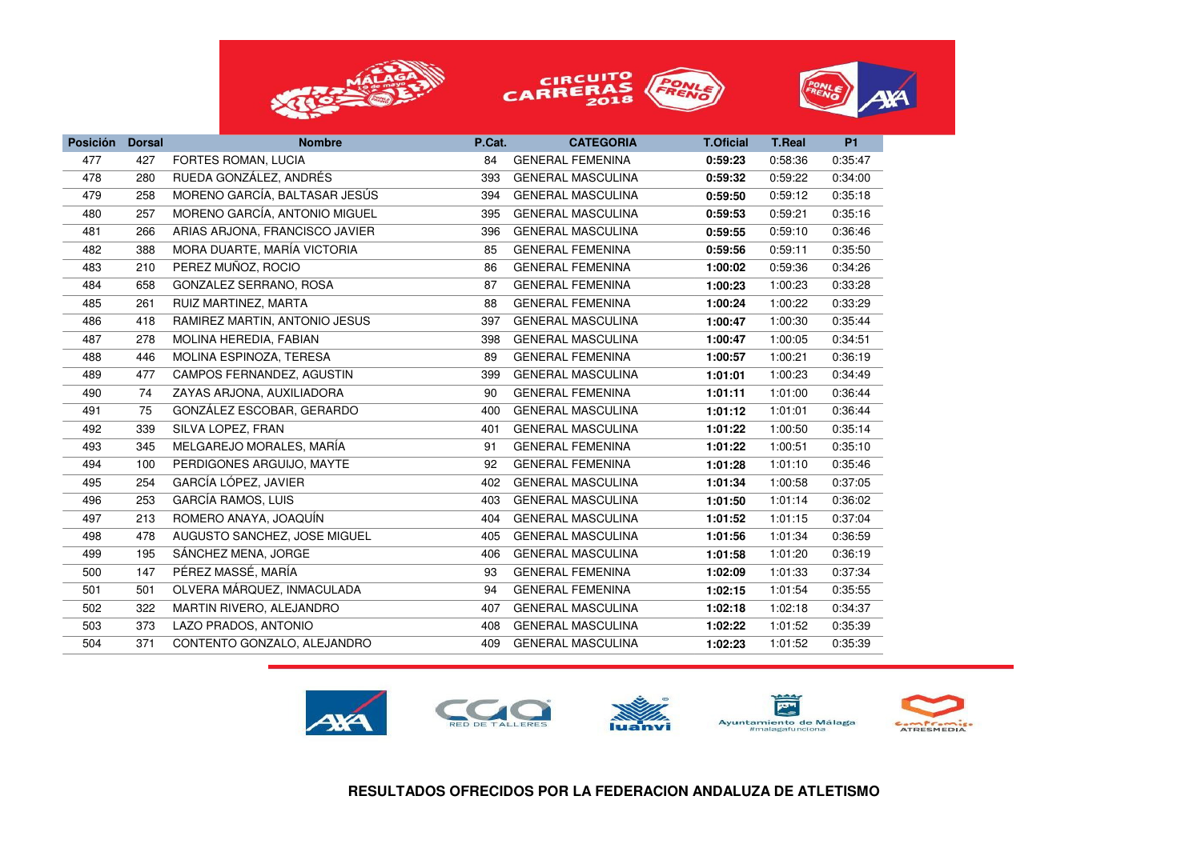| Posición | Dorsal | Nombre | P.Cat. | CATEGORIA | T.Oficial | T.Real | P1 |
|---|---|---|---|---|---|---|---|
| 477 | 427 | FORTES ROMAN, LUCIA | 84 | GENERAL FEMENINA | **0:59:23** | 0:58:36 | 0:35:47 |
| 478 | 280 | RUEDA GONZÁLEZ, ANDRÉS | 393 | GENERAL MASCULINA | **0:59:32** | 0:59:22 | 0:34:00 |
| 479 | 258 | MORENO GARCÍA, BALTASAR JESÚS | 394 | GENERAL MASCULINA | **0:59:50** | 0:59:12 | 0:35:18 |
| 480 | 257 | MORENO GARCÍA, ANTONIO MIGUEL | 395 | GENERAL MASCULINA | **0:59:53** | 0:59:21 | 0:35:16 |
| 481 | 266 | ARIAS ARJONA, FRANCISCO JAVIER | 396 | GENERAL MASCULINA | **0:59:55** | 0:59:10 | 0:36:46 |
| 482 | 388 | MORA DUARTE, MARÍA VICTORIA | 85 | GENERAL FEMENINA | **0:59:56** | 0:59:11 | 0:35:50 |
| 483 | 210 | PEREZ MUÑOZ, ROCIO | 86 | GENERAL FEMENINA | **1:00:02** | 0:59:36 | 0:34:26 |
| 484 | 658 | GONZALEZ SERRANO, ROSA | 87 | GENERAL FEMENINA | **1:00:23** | 1:00:23 | 0:33:28 |
| 485 | 261 | RUIZ MARTINEZ, MARTA | 88 | GENERAL FEMENINA | **1:00:24** | 1:00:22 | 0:33:29 |
| 486 | 418 | RAMIREZ MARTIN, ANTONIO JESUS | 397 | GENERAL MASCULINA | **1:00:47** | 1:00:30 | 0:35:44 |
| 487 | 278 | MOLINA HEREDIA, FABIAN | 398 | GENERAL MASCULINA | **1:00:47** | 1:00:05 | 0:34:51 |
| 488 | 446 | MOLINA ESPINOZA, TERESA | 89 | GENERAL FEMENINA | **1:00:57** | 1:00:21 | 0:36:19 |
| 489 | 477 | CAMPOS FERNANDEZ, AGUSTIN | 399 | GENERAL MASCULINA | **1:01:01** | 1:00:23 | 0:34:49 |
| 490 | 74 | ZAYAS ARJONA, AUXILIADORA | 90 | GENERAL FEMENINA | **1:01:11** | 1:01:00 | 0:36:44 |
| 491 | 75 | GONZÁLEZ ESCOBAR, GERARDO | 400 | GENERAL MASCULINA | **1:01:12** | 1:01:01 | 0:36:44 |
| 492 | 339 | SILVA LOPEZ, FRAN | 401 | GENERAL MASCULINA | **1:01:22** | 1:00:50 | 0:35:14 |
| 493 | 345 | MELGAREJO MORALES, MARÍA | 91 | GENERAL FEMENINA | **1:01:22** | 1:00:51 | 0:35:10 |
| 494 | 100 | PERDIGONES ARGUIJO, MAYTE | 92 | GENERAL FEMENINA | **1:01:28** | 1:01:10 | 0:35:46 |
| 495 | 254 | GARCÍA LÓPEZ, JAVIER | 402 | GENERAL MASCULINA | **1:01:34** | 1:00:58 | 0:37:05 |
| 496 | 253 | GARCÍA RAMOS, LUIS | 403 | GENERAL MASCULINA | **1:01:50** | 1:01:14 | 0:36:02 |
| 497 | 213 | ROMERO ANAYA, JOAQUÍN | 404 | GENERAL MASCULINA | **1:01:52** | 1:01:15 | 0:37:04 |
| 498 | 478 | AUGUSTO SANCHEZ, JOSE MIGUEL | 405 | GENERAL MASCULINA | **1:01:56** | 1:01:34 | 0:36:59 |
| 499 | 195 | SÁNCHEZ MENA, JORGE | 406 | GENERAL MASCULINA | **1:01:58** | 1:01:20 | 0:36:19 |
| 500 | 147 | PÉREZ MASSÉ, MARÍA | 93 | GENERAL FEMENINA | **1:02:09** | 1:01:33 | 0:37:34 |
| 501 | 501 | OLVERA MÁRQUEZ, INMACULADA | 94 | GENERAL FEMENINA | **1:02:15** | 1:01:54 | 0:35:55 |
| 502 | 322 | MARTIN RIVERO, ALEJANDRO | 407 | GENERAL MASCULINA | **1:02:18** | 1:02:18 | 0:34:37 |
| 503 | 373 | LAZO PRADOS, ANTONIO | 408 | GENERAL MASCULINA | **1:02:22** | 1:01:52 | 0:35:39 |
| 504 | 371 | CONTENTO GONZALO, ALEJANDRO | 409 | GENERAL MASCULINA | **1:02:23** | 1:01:52 | 0:35:39 |

**RESULTADOS OFRECIDOS POR LA FEDERACION ANDALUZA DE ATLETISMO**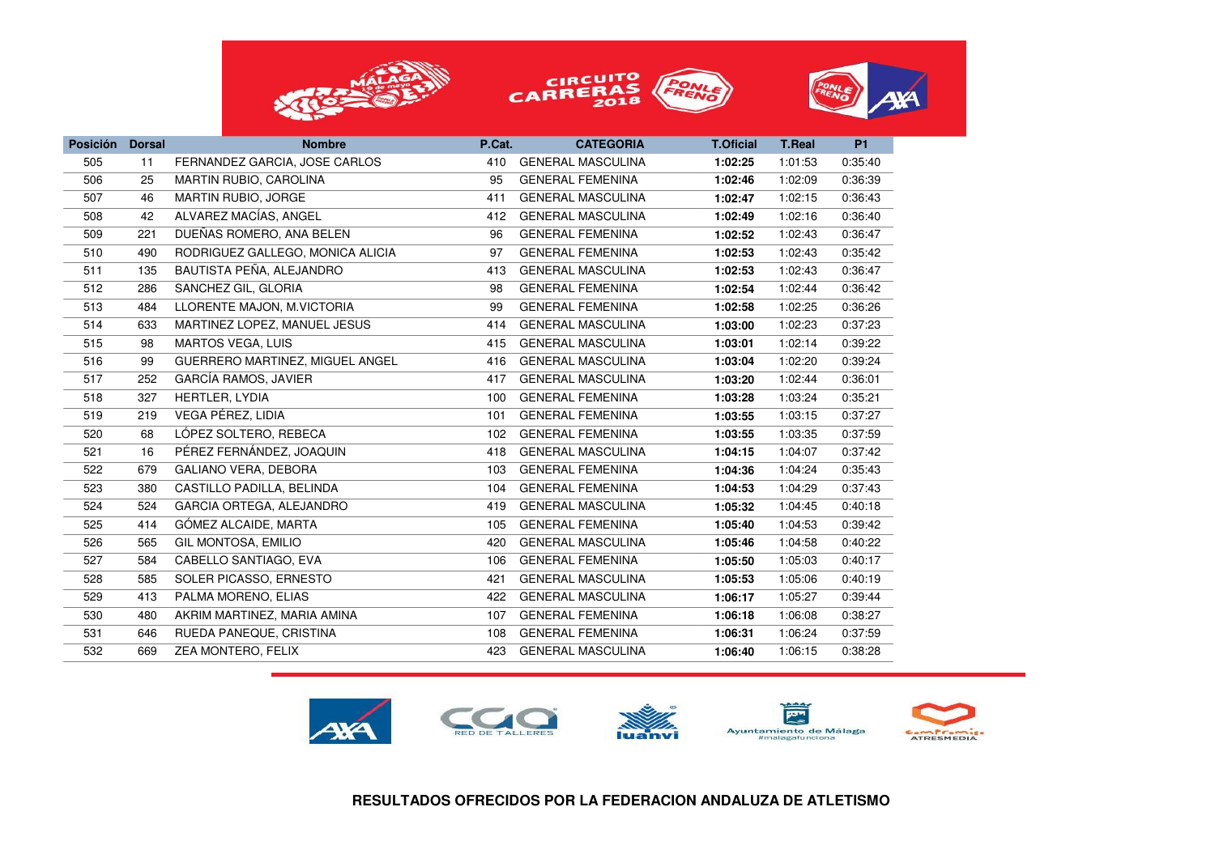| Posición | Dorsal | Nombre | P.Cat. | CATEGORIA | T.Oficial | T.Real | P1 |
|---|---|---|---|---|---|---|---|
| 505 | 11 | FERNANDEZ GARCIA, JOSE CARLOS | 410 | GENERAL MASCULINA | **1:02:25** | 1:01:53 | 0:35:40 |
| 506 | 25 | MARTIN RUBIO, CAROLINA | 95 | GENERAL FEMENINA | **1:02:46** | 1:02:09 | 0:36:39 |
| 507 | 46 | MARTIN RUBIO, JORGE | 411 | GENERAL MASCULINA | **1:02:47** | 1:02:15 | 0:36:43 |
| 508 | 42 | ALVAREZ MACÍAS, ANGEL | 412 | GENERAL MASCULINA | **1:02:49** | 1:02:16 | 0:36:40 |
| 509 | 221 | DUEÑAS ROMERO, ANA BELEN | 96 | GENERAL FEMENINA | **1:02:52** | 1:02:43 | 0:36:47 |
| 510 | 490 | RODRIGUEZ GALLEGO, MONICA ALICIA | 97 | GENERAL FEMENINA | **1:02:53** | 1:02:43 | 0:35:42 |
| 511 | 135 | BAUTISTA PEÑA, ALEJANDRO | 413 | GENERAL MASCULINA | **1:02:53** | 1:02:43 | 0:36:47 |
| 512 | 286 | SANCHEZ GIL, GLORIA | 98 | GENERAL FEMENINA | **1:02:54** | 1:02:44 | 0:36:42 |
| 513 | 484 | LLORENTE MAJON, M.VICTORIA | 99 | GENERAL FEMENINA | **1:02:58** | 1:02:25 | 0:36:26 |
| 514 | 633 | MARTINEZ LOPEZ, MANUEL JESUS | 414 | GENERAL MASCULINA | **1:03:00** | 1:02:23 | 0:37:23 |
| 515 | 98 | MARTOS VEGA, LUIS | 415 | GENERAL MASCULINA | **1:03:01** | 1:02:14 | 0:39:22 |
| 516 | 99 | GUERRERO MARTINEZ, MIGUEL ANGEL | 416 | GENERAL MASCULINA | **1:03:04** | 1:02:20 | 0:39:24 |
| 517 | 252 | GARCÍA RAMOS, JAVIER | 417 | GENERAL MASCULINA | **1:03:20** | 1:02:44 | 0:36:01 |
| 518 | 327 | HERTLER, LYDIA | 100 | GENERAL FEMENINA | **1:03:28** | 1:03:24 | 0:35:21 |
| 519 | 219 | VEGA PÉREZ, LIDIA | 101 | GENERAL FEMENINA | **1:03:55** | 1:03:15 | 0:37:27 |
| 520 | 68 | LÓPEZ SOLTERO, REBECA | 102 | GENERAL FEMENINA | **1:03:55** | 1:03:35 | 0:37:59 |
| 521 | 16 | PÉREZ FERNÁNDEZ, JOAQUIN | 418 | GENERAL MASCULINA | **1:04:15** | 1:04:07 | 0:37:42 |
| 522 | 679 | GALIANO VERA, DEBORA | 103 | GENERAL FEMENINA | **1:04:36** | 1:04:24 | 0:35:43 |
| 523 | 380 | CASTILLO PADILLA, BELINDA | 104 | GENERAL FEMENINA | **1:04:53** | 1:04:29 | 0:37:43 |
| 524 | 524 | GARCIA ORTEGA, ALEJANDRO | 419 | GENERAL MASCULINA | **1:05:32** | 1:04:45 | 0:40:18 |
| 525 | 414 | GÓMEZ ALCAIDE, MARTA | 105 | GENERAL FEMENINA | **1:05:40** | 1:04:53 | 0:39:42 |
| 526 | 565 | GIL MONTOSA, EMILIO | 420 | GENERAL MASCULINA | **1:05:46** | 1:04:58 | 0:40:22 |
| 527 | 584 | CABELLO SANTIAGO, EVA | 106 | GENERAL FEMENINA | **1:05:50** | 1:05:03 | 0:40:17 |
| 528 | 585 | SOLER PICASSO, ERNESTO | 421 | GENERAL MASCULINA | **1:05:53** | 1:05:06 | 0:40:19 |
| 529 | 413 | PALMA MORENO, ELIAS | 422 | GENERAL MASCULINA | **1:06:17** | 1:05:27 | 0:39:44 |
| 530 | 480 | AKRIM MARTINEZ, MARIA AMINA | 107 | GENERAL FEMENINA | **1:06:18** | 1:06:08 | 0:38:27 |
| 531 | 646 | RUEDA PANEQUE, CRISTINA | 108 | GENERAL FEMENINA | **1:06:31** | 1:06:24 | 0:37:59 |
| 532 | 669 | ZEA MONTERO, FELIX | 423 | GENERAL MASCULINA | **1:06:40** | 1:06:15 | 0:38:28 |

**RESULTADOS OFRECIDOS POR LA FEDERACION ANDALUZA DE ATLETISMO**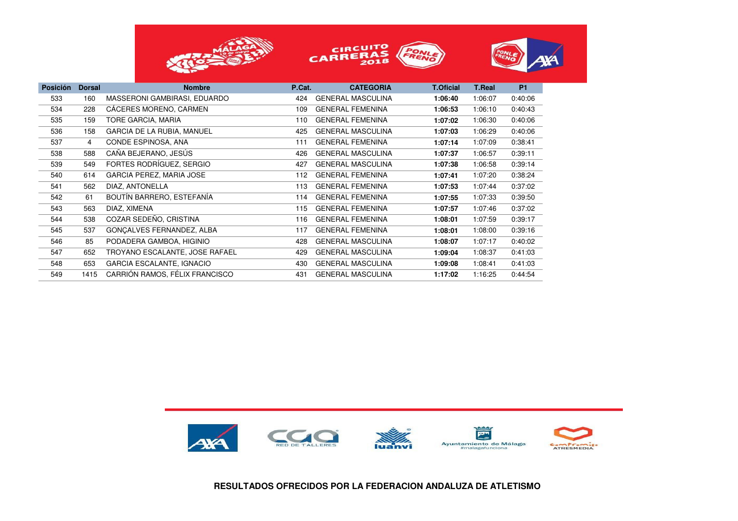| Posición | Dorsal | Nombre | P.Cat. | CATEGORIA | T.Oficial | T.Real | P1 |
|---|---|---|---|---|---|---|---|
| 533 | 160 | MASSERONI GAMBIRASI, EDUARDO | 424 | GENERAL MASCULINA | **1:06:40** | 1:06:07 | 0:40:06 |
| 534 | 228 | CÁCERES MORENO, CARMEN | 109 | GENERAL FEMENINA | **1:06:53** | 1:06:10 | 0:40:43 |
| 535 | 159 | TORE GARCIA, MARIA | 110 | GENERAL FEMENINA | **1:07:02** | 1:06:30 | 0:40:06 |
| 536 | 158 | GARCIA DE LA RUBIA, MANUEL | 425 | GENERAL MASCULINA | **1:07:03** | 1:06:29 | 0:40:06 |
| 537 | 4 | CONDE ESPINOSA, ANA | 111 | GENERAL FEMENINA | **1:07:14** | 1:07:09 | 0:38:41 |
| 538 | 588 | CAÑA BEJERANO, JESÚS | 426 | GENERAL MASCULINA | **1:07:37** | 1:06:57 | 0:39:11 |
| 539 | 549 | FORTES RODRÍGUEZ, SERGIO | 427 | GENERAL MASCULINA | **1:07:38** | 1:06:58 | 0:39:14 |
| 540 | 614 | GARCIA PEREZ, MARIA JOSE | 112 | GENERAL FEMENINA | **1:07:41** | 1:07:20 | 0:38:24 |
| 541 | 562 | DIAZ, ANTONELLA | 113 | GENERAL FEMENINA | **1:07:53** | 1:07:44 | 0:37:02 |
| 542 | 61 | BOUTÍN BARRERO, ESTEFANÍA | 114 | GENERAL FEMENINA | **1:07:55** | 1:07:33 | 0:39:50 |
| 543 | 563 | DIAZ, XIMENA | 115 | GENERAL FEMENINA | **1:07:57** | 1:07:46 | 0:37:02 |
| 544 | 538 | COZAR SEDEÑO, CRISTINA | 116 | GENERAL FEMENINA | **1:08:01** | 1:07:59 | 0:39:17 |
| 545 | 537 | GONÇALVES FERNANDEZ, ALBA | 117 | GENERAL FEMENINA | **1:08:01** | 1:08:00 | 0:39:16 |
| 546 | 85 | PODADERA GAMBOA, HIGINIO | 428 | GENERAL MASCULINA | **1:08:07** | 1:07:17 | 0:40:02 |
| 547 | 652 | TROYANO ESCALANTE, JOSE RAFAEL | 429 | GENERAL MASCULINA | **1:09:04** | 1:08:37 | 0:41:03 |
| 548 | 653 | GARCIA ESCALANTE, IGNACIO | 430 | GENERAL MASCULINA | **1:09:08** | 1:08:41 | 0:41:03 |
| 549 | 1415 | CARRIÓN RAMOS, FÉLIX FRANCISCO | 431 | GENERAL MASCULINA | **1:17:02** | 1:16:25 | 0:44:54 |

**RESULTADOS OFRECIDOS POR LA FEDERACION ANDALUZA DE ATLETISMO**